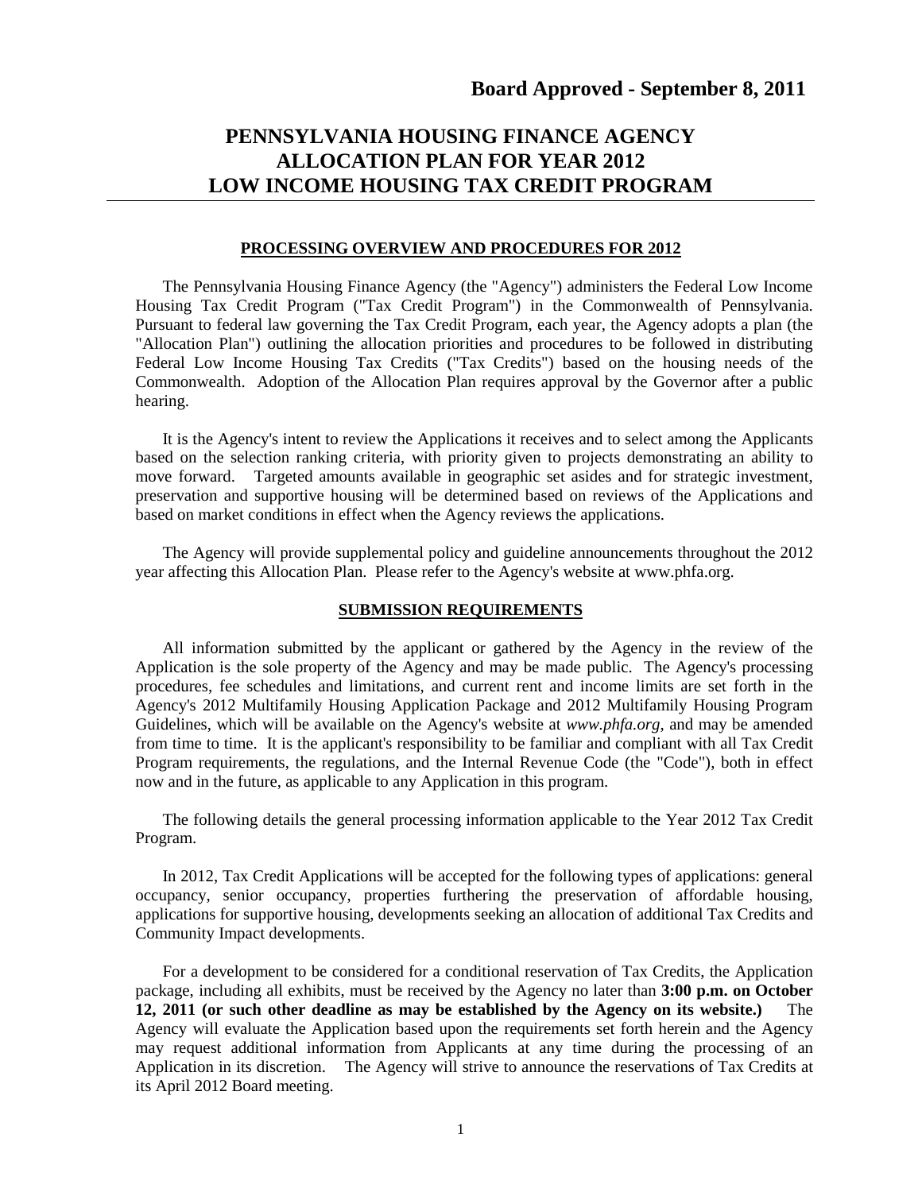**Board Approved - September 8, 2011**

# PENNSYLVANIA HOUSING FINANCE AGENCY ALLOCATION PLAN FOR YEAR 2012 LOW INCOME HOUSING TAX CREDIT PROGRAM

## PROCESSING OVERVIEW AND PROCEDURES FOR 2012

The Pennsylvania Housing Finance Agency (the "Agency") administers the Federal Low Income Housing Tax Credit Program ("Tax Credit Program") in the Commonwealth of Pennsylvania. Pursuant to federal law governing the Tax Credit Program, each year, the Agency adopts a plan (the "Allocation Plan") outlining the allocation priorities and procedures to be followed in distributing Federal Low Income Housing Tax Credits ("Tax Credits") based on the housing needs of the Commonwealth. Adoption of the Allocation Plan requires approval by the Governor after a public hearing.

It is the Agency's intent to review the Applications it receives and to select among the Applicants based on the selection ranking criteria, with priority given to projects demonstrating an ability to move forward. Targeted amounts available in geographic set asides and for strategic investment, preservation and supportive housing will be determined based on reviews of the Applications and based on market conditions in effect when the Agency reviews the applications.

The Agency will provide supplemental policy and guideline announcements throughout the 2012 year affecting this Allocation Plan. Please refer to the Agency's website at www.phfa.org.

## SUBMISSION REQUIREMENTS

All information submitted by the applicant or gathered by the Agency in the review of the Application is the sole property of the Agency and may be made public. The Agency's processing procedures, fee schedules and limitations, and current rent and income limits are set forth in the Agency's 2012 Multifamily Housing Application Package and 2012 Multifamily Housing Program Guidelines, which will be available on the Agency's website at *www.phfa.org*, and may be amended from time to time. It is the applicant's responsibility to be familiar and compliant with all Tax Credit Program requirements, the regulations, and the Internal Revenue Code (the "Code"), both in effect now and in the future, as applicable to any Application in this program.

The following details the general processing information applicable to the Year 2012 Tax Credit Program.

In 2012, Tax Credit Applications will be accepted for the following types of applications: general occupancy, senior occupancy, properties furthering the preservation of affordable housing, applications for supportive housing, developments seeking an allocation of additional Tax Credits and Community Impact developments.

For a development to be considered for a conditional reservation of Tax Credits, the Application package, including all exhibits, must be received by the Agency no later than **3:00 p.m. on October 12, 2011 (or such other deadline as may be established by the Agency on its website.)** The Agency will evaluate the Application based upon the requirements set forth herein and the Agency may request additional information from Applicants at any time during the processing of an Application in its discretion. The Agency will strive to announce the reservations of Tax Credits at its April 2012 Board meeting.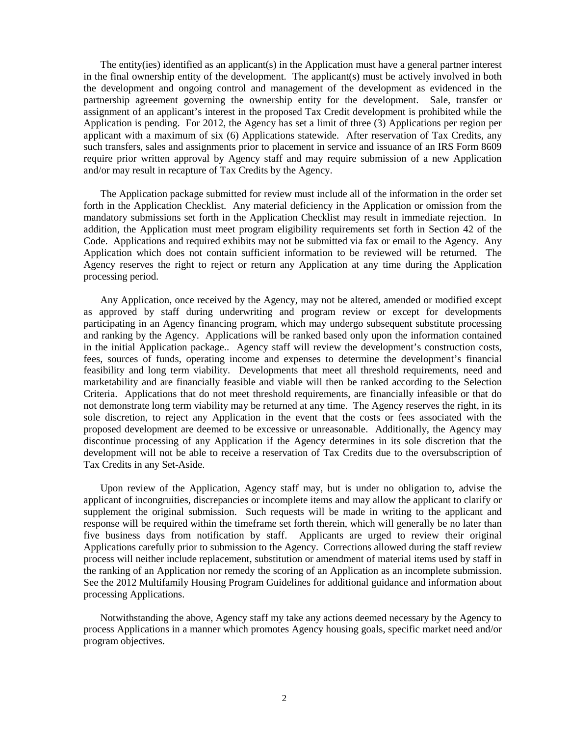The entity(ies) identified as an applicant(s) in the Application must have a general partner interest in the final ownership entity of the development. The applicant(s) must be actively involved in both the development and ongoing control and management of the development as evidenced in the partnership agreement governing the ownership entity for the development. Sale, transfer or assignment of an applicant's interest in the proposed Tax Credit development is prohibited while the Application is pending. For 2012, the Agency has set a limit of three (3) Applications per region per applicant with a maximum of six (6) Applications statewide. After reservation of Tax Credits, any such transfers, sales and assignments prior to placement in service and issuance of an IRS Form 8609 require prior written approval by Agency staff and may require submission of a new Application and/or may result in recapture of Tax Credits by the Agency.

The Application package submitted for review must include all of the information in the order set forth in the Application Checklist. Any material deficiency in the Application or omission from the mandatory submissions set forth in the Application Checklist may result in immediate rejection. In addition, the Application must meet program eligibility requirements set forth in Section 42 of the Code. Applications and required exhibits may not be submitted via fax or email to the Agency. Any Application which does not contain sufficient information to be reviewed will be returned. The Agency reserves the right to reject or return any Application at any time during the Application processing period.

Any Application, once received by the Agency, may not be altered, amended or modified except as approved by staff during underwriting and program review or except for developments participating in an Agency financing program, which may undergo subsequent substitute processing and ranking by the Agency. Applications will be ranked based only upon the information contained in the initial Application package.. Agency staff will review the development's construction costs, fees, sources of funds, operating income and expenses to determine the development's financial feasibility and long term viability. Developments that meet all threshold requirements, need and marketability and are financially feasible and viable will then be ranked according to the Selection Criteria. Applications that do not meet threshold requirements, are financially infeasible or that do not demonstrate long term viability may be returned at any time. The Agency reserves the right, in its sole discretion, to reject any Application in the event that the costs or fees associated with the proposed development are deemed to be excessive or unreasonable. Additionally, the Agency may discontinue processing of any Application if the Agency determines in its sole discretion that the development will not be able to receive a reservation of Tax Credits due to the oversubscription of Tax Credits in any Set-Aside.

Upon review of the Application, Agency staff may, but is under no obligation to, advise the applicant of incongruities, discrepancies or incomplete items and may allow the applicant to clarify or supplement the original submission. Such requests will be made in writing to the applicant and response will be required within the timeframe set forth therein, which will generally be no later than five business days from notification by staff. Applicants are urged to review their original Applications carefully prior to submission to the Agency. Corrections allowed during the staff review process will neither include replacement, substitution or amendment of material items used by staff in the ranking of an Application nor remedy the scoring of an Application as an incomplete submission. See the 2012 Multifamily Housing Program Guidelines for additional guidance and information about processing Applications.

Notwithstanding the above, Agency staff my take any actions deemed necessary by the Agency to process Applications in a manner which promotes Agency housing goals, specific market need and/or program objectives.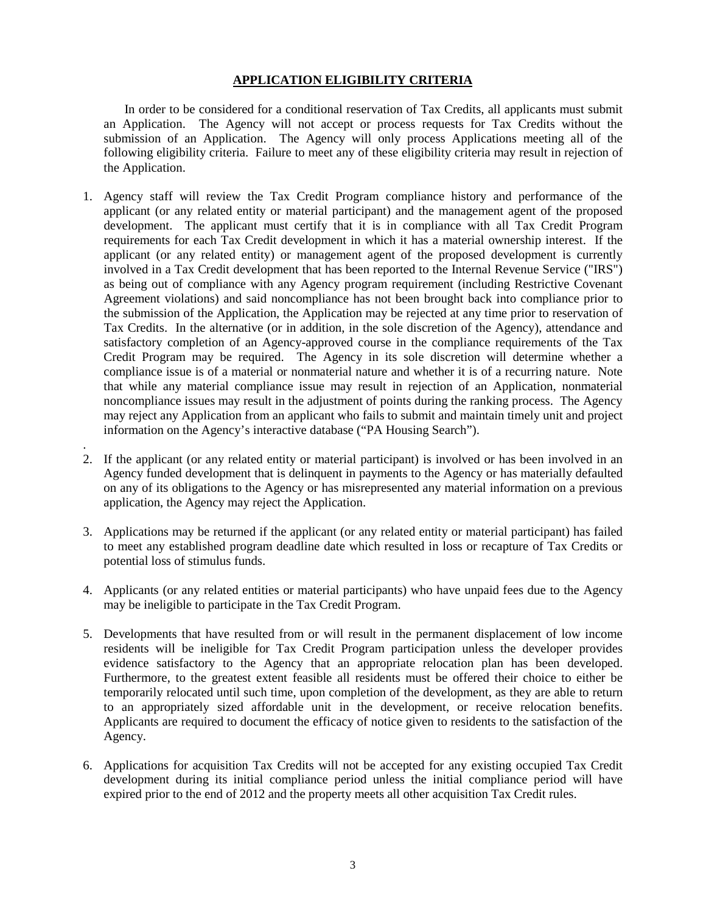## APPLICATION ELIGIBILITY CRITERIA

In order to be considered for a conditional reservation of Tax Credits, all applicants must submit an Application. The Agency will not accept or process requests for Tax Credits without the submission of an Application. The Agency will only process Applications meeting all of the following eligibility criteria. Failure to meet any of these eligibility criteria may result in rejection of the Application.

1. Agency staff will review the Tax Credit Program compliance history and performance of the applicant (or any related entity or material participant) and the management agent of the proposed development. The applicant must certify that it is in compliance with all Tax Credit Program requirements for each Tax Credit development in which it has a material ownership interest. If the applicant (or any related entity) or management agent of the proposed development is currently involved in a Tax Credit development that has been reported to the Internal Revenue Service ("IRS") as being out of compliance with any Agency program requirement (including Restrictive Covenant Agreement violations) and said noncompliance has not been brought back into compliance prior to the submission of the Application, the Application may be rejected at any time prior to reservation of Tax Credits. In the alternative (or in addition, in the sole discretion of the Agency), attendance and satisfactory completion of an Agency-approved course in the compliance requirements of the Tax Credit Program may be required. The Agency in its sole discretion will determine whether a compliance issue is of a material or nonmaterial nature and whether it is of a recurring nature. Note that while any material compliance issue may result in rejection of an Application, nonmaterial noncompliance issues may result in the adjustment of points during the ranking process. The Agency may reject any Application from an applicant who fails to submit and maintain timely unit and project information on the Agency's interactive database ("PA Housing Search").

2. If the applicant (or any related entity or material participant) is involved or has been involved in an Agency funded development that is delinquent in payments to the Agency or has materially defaulted on any of its obligations to the Agency or has misrepresented any material information on a previous application, the Agency may reject the Application.

3. Applications may be returned if the applicant (or any related entity or material participant) has failed to meet any established program deadline date which resulted in loss or recapture of Tax Credits or potential loss of stimulus funds.

4. Applicants (or any related entities or material participants) who have unpaid fees due to the Agency may be ineligible to participate in the Tax Credit Program.

5. Developments that have resulted from or will result in the permanent displacement of low income residents will be ineligible for Tax Credit Program participation unless the developer provides evidence satisfactory to the Agency that an appropriate relocation plan has been developed. Furthermore, to the greatest extent feasible all residents must be offered their choice to either be temporarily relocated until such time, upon completion of the development, as they are able to return to an appropriately sized affordable unit in the development, or receive relocation benefits. Applicants are required to document the efficacy of notice given to residents to the satisfaction of the Agency.

6. Applications for acquisition Tax Credits will not be accepted for any existing occupied Tax Credit development during its initial compliance period unless the initial compliance period will have expired prior to the end of 2012 and the property meets all other acquisition Tax Credit rules.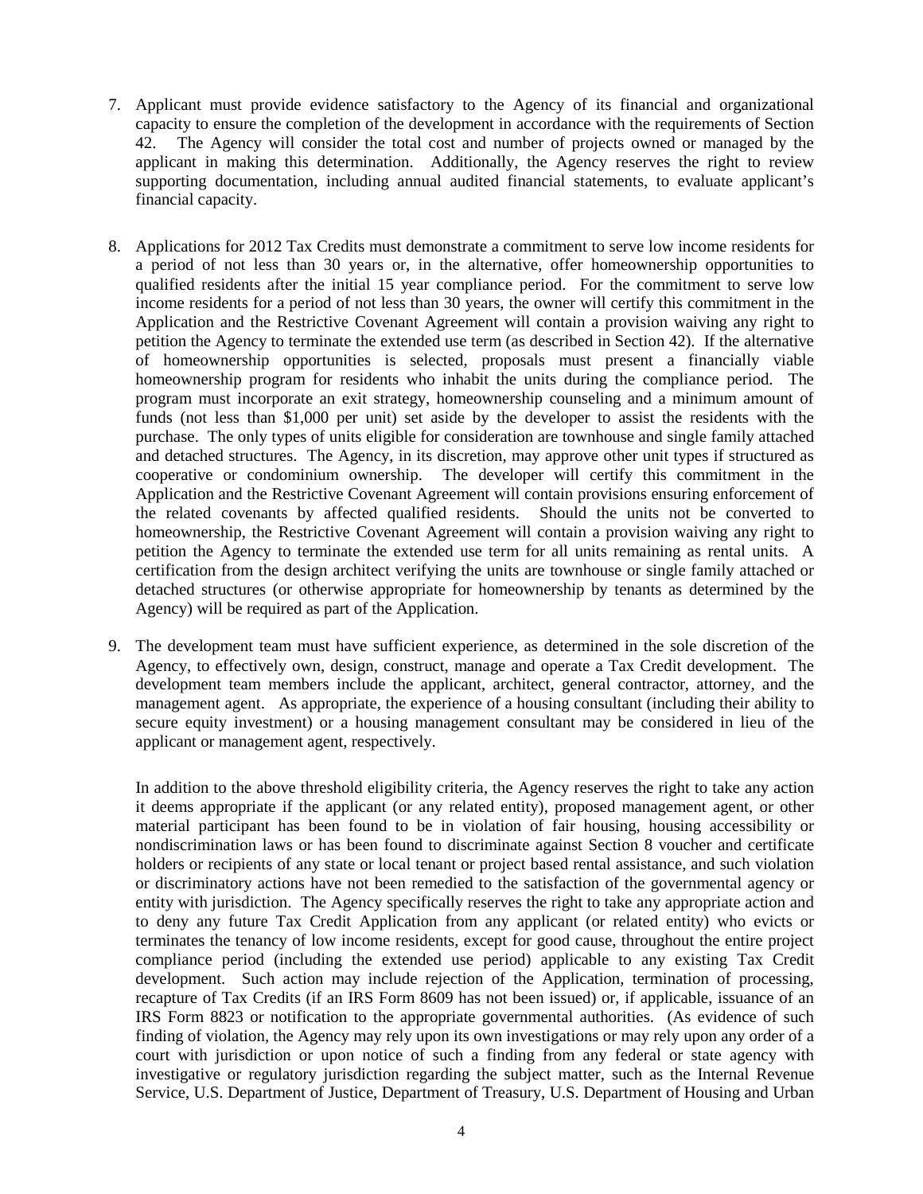7. Applicant must provide evidence satisfactory to the Agency of its financial and organizational capacity to ensure the completion of the development in accordance with the requirements of Section 42. The Agency will consider the total cost and number of projects owned or managed by the applicant in making this determination. Additionally, the Agency reserves the right to review supporting documentation, including annual audited financial statements, to evaluate applicant's financial capacity.

8. Applications for 2012 Tax Credits must demonstrate a commitment to serve low income residents for a period of not less than 30 years or, in the alternative, offer homeownership opportunities to qualified residents after the initial 15 year compliance period. For the commitment to serve low income residents for a period of not less than 30 years, the owner will certify this commitment in the Application and the Restrictive Covenant Agreement will contain a provision waiving any right to petition the Agency to terminate the extended use term (as described in Section 42). If the alternative of homeownership opportunities is selected, proposals must present a financially viable homeownership program for residents who inhabit the units during the compliance period. The program must incorporate an exit strategy, homeownership counseling and a minimum amount of funds (not less than $1,000 per unit) set aside by the developer to assist the residents with the purchase. The only types of units eligible for consideration are townhouse and single family attached and detached structures. The Agency, in its discretion, may approve other unit types if structured as cooperative or condominium ownership. The developer will certify this commitment in the Application and the Restrictive Covenant Agreement will contain provisions ensuring enforcement of the related covenants by affected qualified residents. Should the units not be converted to homeownership, the Restrictive Covenant Agreement will contain a provision waiving any right to petition the Agency to terminate the extended use term for all units remaining as rental units. A certification from the design architect verifying the units are townhouse or single family attached or detached structures (or otherwise appropriate for homeownership by tenants as determined by the Agency) will be required as part of the Application.

9. The development team must have sufficient experience, as determined in the sole discretion of the Agency, to effectively own, design, construct, manage and operate a Tax Credit development. The development team members include the applicant, architect, general contractor, attorney, and the management agent. As appropriate, the experience of a housing consultant (including their ability to secure equity investment) or a housing management consultant may be considered in lieu of the applicant or management agent, respectively.

   In addition to the above threshold eligibility criteria, the Agency reserves the right to take any action it deems appropriate if the applicant (or any related entity), proposed management agent, or other material participant has been found to be in violation of fair housing, housing accessibility or nondiscrimination laws or has been found to discriminate against Section 8 voucher and certificate holders or recipients of any state or local tenant or project based rental assistance, and such violation or discriminatory actions have not been remedied to the satisfaction of the governmental agency or entity with jurisdiction. The Agency specifically reserves the right to take any appropriate action and to deny any future Tax Credit Application from any applicant (or related entity) who evicts or terminates the tenancy of low income residents, except for good cause, throughout the entire project compliance period (including the extended use period) applicable to any existing Tax Credit development. Such action may include rejection of the Application, termination of processing, recapture of Tax Credits (if an IRS Form 8609 has not been issued) or, if applicable, issuance of an IRS Form 8823 or notification to the appropriate governmental authorities. (As evidence of such finding of violation, the Agency may rely upon its own investigations or may rely upon any order of a court with jurisdiction or upon notice of such a finding from any federal or state agency with investigative or regulatory jurisdiction regarding the subject matter, such as the Internal Revenue Service, U.S. Department of Justice, Department of Treasury, U.S. Department of Housing and Urban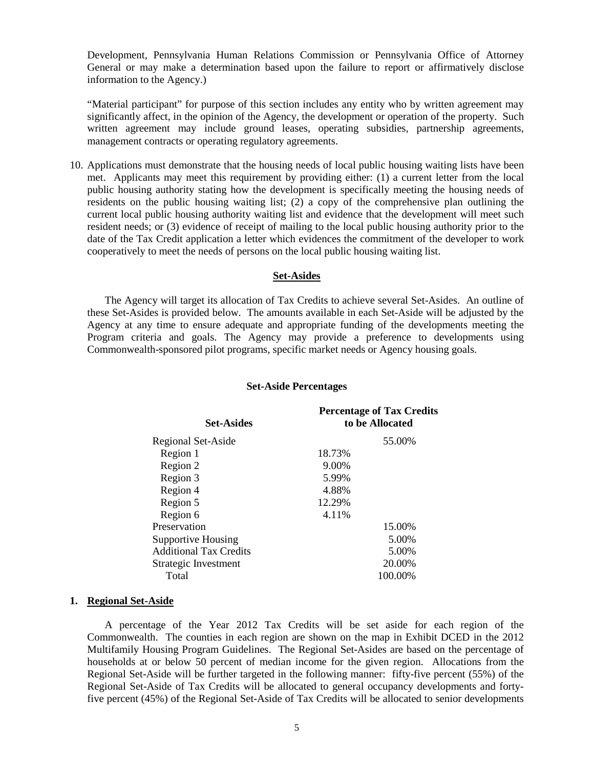Development, Pennsylvania Human Relations Commission or Pennsylvania Office of Attorney General or may make a determination based upon the failure to report or affirmatively disclose information to the Agency.)

"Material participant" for purpose of this section includes any entity who by written agreement may significantly affect, in the opinion of the Agency, the development or operation of the property. Such written agreement may include ground leases, operating subsidies, partnership agreements, management contracts or operating regulatory agreements.

10. Applications must demonstrate that the housing needs of local public housing waiting lists have been met. Applicants may meet this requirement by providing either: (1) a current letter from the local public housing authority stating how the development is specifically meeting the housing needs of residents on the public housing waiting list; (2) a copy of the comprehensive plan outlining the current local public housing authority waiting list and evidence that the development will meet such resident needs; or (3) evidence of receipt of mailing to the local public housing authority prior to the date of the Tax Credit application a letter which evidences the commitment of the developer to work cooperatively to meet the needs of persons on the local public housing waiting list.

## Set-Asides

The Agency will target its allocation of Tax Credits to achieve several Set-Asides. An outline of these Set-Asides is provided below. The amounts available in each Set-Aside will be adjusted by the Agency at any time to ensure adequate and appropriate funding of the developments meeting the Program criteria and goals. The Agency may provide a preference to developments using Commonwealth-sponsored pilot programs, specific market needs or Agency housing goals.

**Set-Aside Percentages**

| Set-Asides | Percentage of Tax Credits to be Allocated | |
|---|---|---|
| Regional Set-Aside | | 55.00% |
| Region 1 | 18.73% | |
| Region 2 | 9.00% | |
| Region 3 | 5.99% | |
| Region 4 | 4.88% | |
| Region 5 | 12.29% | |
| Region 6 | 4.11% | |
| Preservation | | 15.00% |
| Supportive Housing | | 5.00% |
| Additional Tax Credits | | 5.00% |
| Strategic Investment | | 20.00% |
| Total | | 100.00% |

### 1. Regional Set-Aside

A percentage of the Year 2012 Tax Credits will be set aside for each region of the Commonwealth. The counties in each region are shown on the map in Exhibit DCED in the 2012 Multifamily Housing Program Guidelines. The Regional Set-Asides are based on the percentage of households at or below 50 percent of median income for the given region. Allocations from the Regional Set-Aside will be further targeted in the following manner: fifty-five percent (55%) of the Regional Set-Aside of Tax Credits will be allocated to general occupancy developments and forty-five percent (45%) of the Regional Set-Aside of Tax Credits will be allocated to senior developments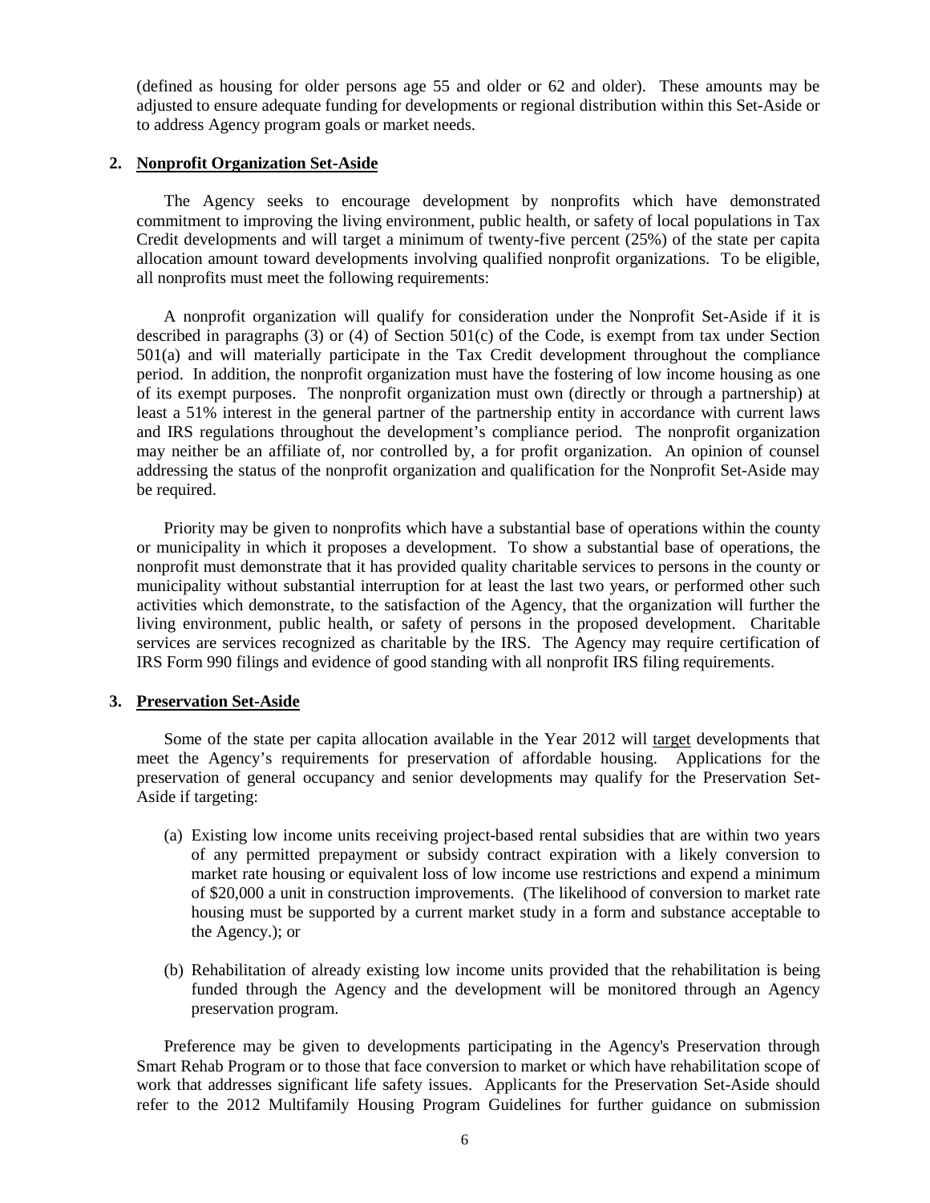(defined as housing for older persons age 55 and older or 62 and older). These amounts may be adjusted to ensure adequate funding for developments or regional distribution within this Set-Aside or to address Agency program goals or market needs.

**2. Nonprofit Organization Set-Aside**

The Agency seeks to encourage development by nonprofits which have demonstrated commitment to improving the living environment, public health, or safety of local populations in Tax Credit developments and will target a minimum of twenty-five percent (25%) of the state per capita allocation amount toward developments involving qualified nonprofit organizations. To be eligible, all nonprofits must meet the following requirements:

A nonprofit organization will qualify for consideration under the Nonprofit Set-Aside if it is described in paragraphs (3) or (4) of Section 501(c) of the Code, is exempt from tax under Section 501(a) and will materially participate in the Tax Credit development throughout the compliance period. In addition, the nonprofit organization must have the fostering of low income housing as one of its exempt purposes. The nonprofit organization must own (directly or through a partnership) at least a 51% interest in the general partner of the partnership entity in accordance with current laws and IRS regulations throughout the development's compliance period. The nonprofit organization may neither be an affiliate of, nor controlled by, a for profit organization. An opinion of counsel addressing the status of the nonprofit organization and qualification for the Nonprofit Set-Aside may be required.

Priority may be given to nonprofits which have a substantial base of operations within the county or municipality in which it proposes a development. To show a substantial base of operations, the nonprofit must demonstrate that it has provided quality charitable services to persons in the county or municipality without substantial interruption for at least the last two years, or performed other such activities which demonstrate, to the satisfaction of the Agency, that the organization will further the living environment, public health, or safety of persons in the proposed development. Charitable services are services recognized as charitable by the IRS. The Agency may require certification of IRS Form 990 filings and evidence of good standing with all nonprofit IRS filing requirements.

**3. Preservation Set-Aside**

Some of the state per capita allocation available in the Year 2012 will target developments that meet the Agency's requirements for preservation of affordable housing. Applications for the preservation of general occupancy and senior developments may qualify for the Preservation Set-Aside if targeting:

(a) Existing low income units receiving project-based rental subsidies that are within two years of any permitted prepayment or subsidy contract expiration with a likely conversion to market rate housing or equivalent loss of low income use restrictions and expend a minimum of $20,000 a unit in construction improvements. (The likelihood of conversion to market rate housing must be supported by a current market study in a form and substance acceptable to the Agency.); or

(b) Rehabilitation of already existing low income units provided that the rehabilitation is being funded through the Agency and the development will be monitored through an Agency preservation program.

Preference may be given to developments participating in the Agency's Preservation through Smart Rehab Program or to those that face conversion to market or which have rehabilitation scope of work that addresses significant life safety issues. Applicants for the Preservation Set-Aside should refer to the 2012 Multifamily Housing Program Guidelines for further guidance on submission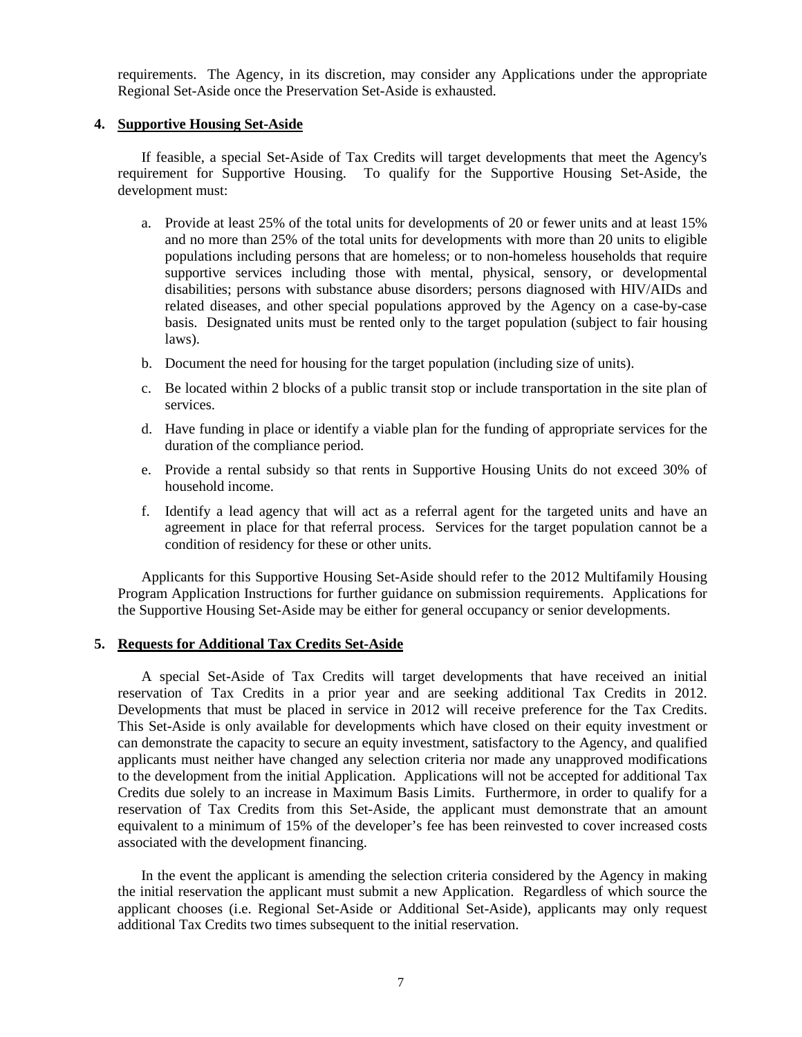requirements. The Agency, in its discretion, may consider any Applications under the appropriate Regional Set-Aside once the Preservation Set-Aside is exhausted.

**4. Supportive Housing Set-Aside**

If feasible, a special Set-Aside of Tax Credits will target developments that meet the Agency's requirement for Supportive Housing. To qualify for the Supportive Housing Set-Aside, the development must:

a. Provide at least 25% of the total units for developments of 20 or fewer units and at least 15% and no more than 25% of the total units for developments with more than 20 units to eligible populations including persons that are homeless; or to non-homeless households that require supportive services including those with mental, physical, sensory, or developmental disabilities; persons with substance abuse disorders; persons diagnosed with HIV/AIDs and related diseases, and other special populations approved by the Agency on a case-by-case basis. Designated units must be rented only to the target population (subject to fair housing laws).

b. Document the need for housing for the target population (including size of units).

c. Be located within 2 blocks of a public transit stop or include transportation in the site plan of services.

d. Have funding in place or identify a viable plan for the funding of appropriate services for the duration of the compliance period.

e. Provide a rental subsidy so that rents in Supportive Housing Units do not exceed 30% of household income.

f. Identify a lead agency that will act as a referral agent for the targeted units and have an agreement in place for that referral process. Services for the target population cannot be a condition of residency for these or other units.

Applicants for this Supportive Housing Set-Aside should refer to the 2012 Multifamily Housing Program Application Instructions for further guidance on submission requirements. Applications for the Supportive Housing Set-Aside may be either for general occupancy or senior developments.

**5. Requests for Additional Tax Credits Set-Aside**

A special Set-Aside of Tax Credits will target developments that have received an initial reservation of Tax Credits in a prior year and are seeking additional Tax Credits in 2012. Developments that must be placed in service in 2012 will receive preference for the Tax Credits. This Set-Aside is only available for developments which have closed on their equity investment or can demonstrate the capacity to secure an equity investment, satisfactory to the Agency, and qualified applicants must neither have changed any selection criteria nor made any unapproved modifications to the development from the initial Application. Applications will not be accepted for additional Tax Credits due solely to an increase in Maximum Basis Limits. Furthermore, in order to qualify for a reservation of Tax Credits from this Set-Aside, the applicant must demonstrate that an amount equivalent to a minimum of 15% of the developer's fee has been reinvested to cover increased costs associated with the development financing.

In the event the applicant is amending the selection criteria considered by the Agency in making the initial reservation the applicant must submit a new Application. Regardless of which source the applicant chooses (i.e. Regional Set-Aside or Additional Set-Aside), applicants may only request additional Tax Credits two times subsequent to the initial reservation.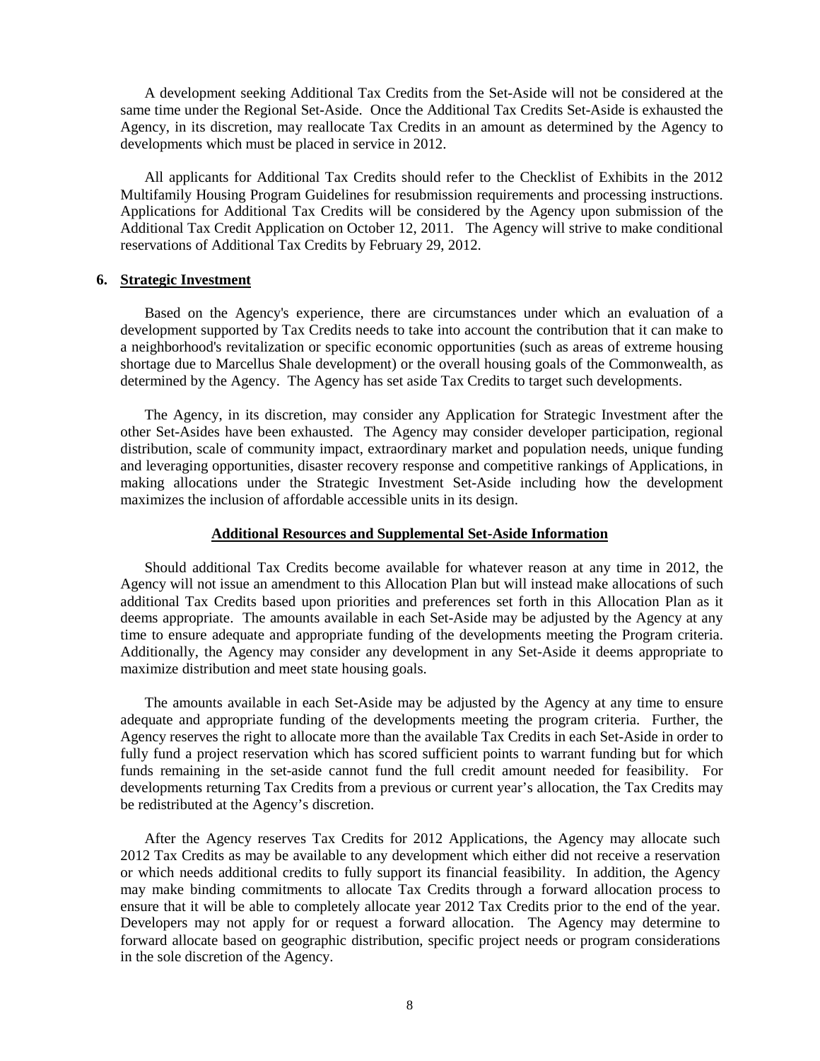A development seeking Additional Tax Credits from the Set-Aside will not be considered at the same time under the Regional Set-Aside. Once the Additional Tax Credits Set-Aside is exhausted the Agency, in its discretion, may reallocate Tax Credits in an amount as determined by the Agency to developments which must be placed in service in 2012.

All applicants for Additional Tax Credits should refer to the Checklist of Exhibits in the 2012 Multifamily Housing Program Guidelines for resubmission requirements and processing instructions. Applications for Additional Tax Credits will be considered by the Agency upon submission of the Additional Tax Credit Application on October 12, 2011. The Agency will strive to make conditional reservations of Additional Tax Credits by February 29, 2012.

**6. Strategic Investment**

Based on the Agency's experience, there are circumstances under which an evaluation of a development supported by Tax Credits needs to take into account the contribution that it can make to a neighborhood's revitalization or specific economic opportunities (such as areas of extreme housing shortage due to Marcellus Shale development) or the overall housing goals of the Commonwealth, as determined by the Agency. The Agency has set aside Tax Credits to target such developments.

The Agency, in its discretion, may consider any Application for Strategic Investment after the other Set-Asides have been exhausted. The Agency may consider developer participation, regional distribution, scale of community impact, extraordinary market and population needs, unique funding and leveraging opportunities, disaster recovery response and competitive rankings of Applications, in making allocations under the Strategic Investment Set-Aside including how the development maximizes the inclusion of affordable accessible units in its design.

**Additional Resources and Supplemental Set-Aside Information**

Should additional Tax Credits become available for whatever reason at any time in 2012, the Agency will not issue an amendment to this Allocation Plan but will instead make allocations of such additional Tax Credits based upon priorities and preferences set forth in this Allocation Plan as it deems appropriate. The amounts available in each Set-Aside may be adjusted by the Agency at any time to ensure adequate and appropriate funding of the developments meeting the Program criteria. Additionally, the Agency may consider any development in any Set-Aside it deems appropriate to maximize distribution and meet state housing goals.

The amounts available in each Set-Aside may be adjusted by the Agency at any time to ensure adequate and appropriate funding of the developments meeting the program criteria. Further, the Agency reserves the right to allocate more than the available Tax Credits in each Set-Aside in order to fully fund a project reservation which has scored sufficient points to warrant funding but for which funds remaining in the set-aside cannot fund the full credit amount needed for feasibility. For developments returning Tax Credits from a previous or current year's allocation, the Tax Credits may be redistributed at the Agency's discretion.

After the Agency reserves Tax Credits for 2012 Applications, the Agency may allocate such 2012 Tax Credits as may be available to any development which either did not receive a reservation or which needs additional credits to fully support its financial feasibility. In addition, the Agency may make binding commitments to allocate Tax Credits through a forward allocation process to ensure that it will be able to completely allocate year 2012 Tax Credits prior to the end of the year. Developers may not apply for or request a forward allocation. The Agency may determine to forward allocate based on geographic distribution, specific project needs or program considerations in the sole discretion of the Agency.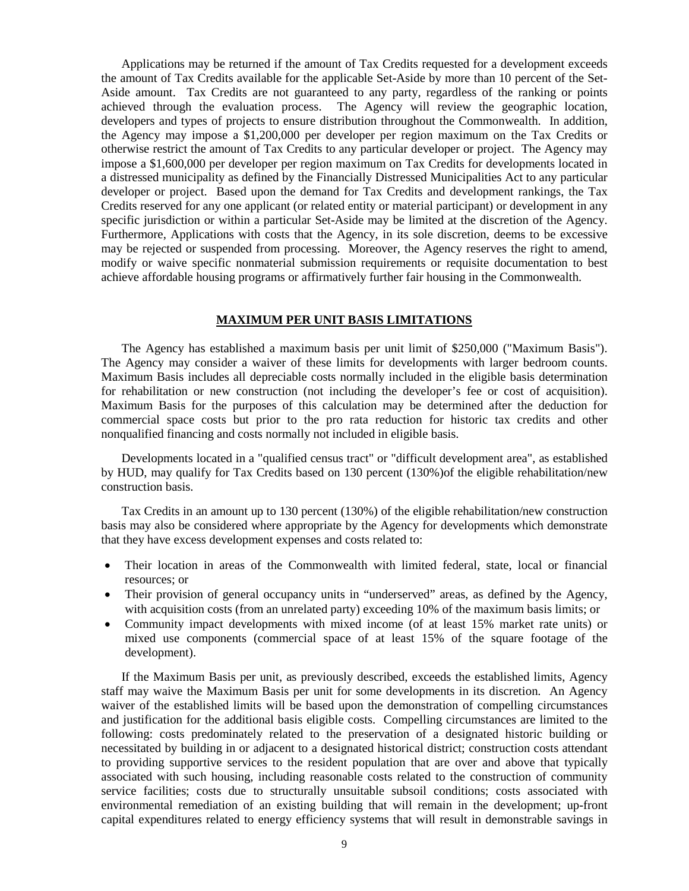Applications may be returned if the amount of Tax Credits requested for a development exceeds the amount of Tax Credits available for the applicable Set-Aside by more than 10 percent of the Set-Aside amount. Tax Credits are not guaranteed to any party, regardless of the ranking or points achieved through the evaluation process. The Agency will review the geographic location, developers and types of projects to ensure distribution throughout the Commonwealth. In addition, the Agency may impose a $1,200,000 per developer per region maximum on the Tax Credits or otherwise restrict the amount of Tax Credits to any particular developer or project. The Agency may impose a $1,600,000 per developer per region maximum on Tax Credits for developments located in a distressed municipality as defined by the Financially Distressed Municipalities Act to any particular developer or project. Based upon the demand for Tax Credits and development rankings, the Tax Credits reserved for any one applicant (or related entity or material participant) or development in any specific jurisdiction or within a particular Set-Aside may be limited at the discretion of the Agency. Furthermore, Applications with costs that the Agency, in its sole discretion, deems to be excessive may be rejected or suspended from processing. Moreover, the Agency reserves the right to amend, modify or waive specific nonmaterial submission requirements or requisite documentation to best achieve affordable housing programs or affirmatively further fair housing in the Commonwealth.

## MAXIMUM PER UNIT BASIS LIMITATIONS

The Agency has established a maximum basis per unit limit of $250,000 ("Maximum Basis"). The Agency may consider a waiver of these limits for developments with larger bedroom counts. Maximum Basis includes all depreciable costs normally included in the eligible basis determination for rehabilitation or new construction (not including the developer's fee or cost of acquisition). Maximum Basis for the purposes of this calculation may be determined after the deduction for commercial space costs but prior to the pro rata reduction for historic tax credits and other nonqualified financing and costs normally not included in eligible basis.

Developments located in a "qualified census tract" or "difficult development area", as established by HUD, may qualify for Tax Credits based on 130 percent (130%)of the eligible rehabilitation/new construction basis.

Tax Credits in an amount up to 130 percent (130%) of the eligible rehabilitation/new construction basis may also be considered where appropriate by the Agency for developments which demonstrate that they have excess development expenses and costs related to:

- Their location in areas of the Commonwealth with limited federal, state, local or financial resources; or
- Their provision of general occupancy units in "underserved" areas, as defined by the Agency, with acquisition costs (from an unrelated party) exceeding 10% of the maximum basis limits; or
- Community impact developments with mixed income (of at least 15% market rate units) or mixed use components (commercial space of at least 15% of the square footage of the development).

If the Maximum Basis per unit, as previously described, exceeds the established limits, Agency staff may waive the Maximum Basis per unit for some developments in its discretion. An Agency waiver of the established limits will be based upon the demonstration of compelling circumstances and justification for the additional basis eligible costs. Compelling circumstances are limited to the following: costs predominately related to the preservation of a designated historic building or necessitated by building in or adjacent to a designated historical district; construction costs attendant to providing supportive services to the resident population that are over and above that typically associated with such housing, including reasonable costs related to the construction of community service facilities; costs due to structurally unsuitable subsoil conditions; costs associated with environmental remediation of an existing building that will remain in the development; up-front capital expenditures related to energy efficiency systems that will result in demonstrable savings in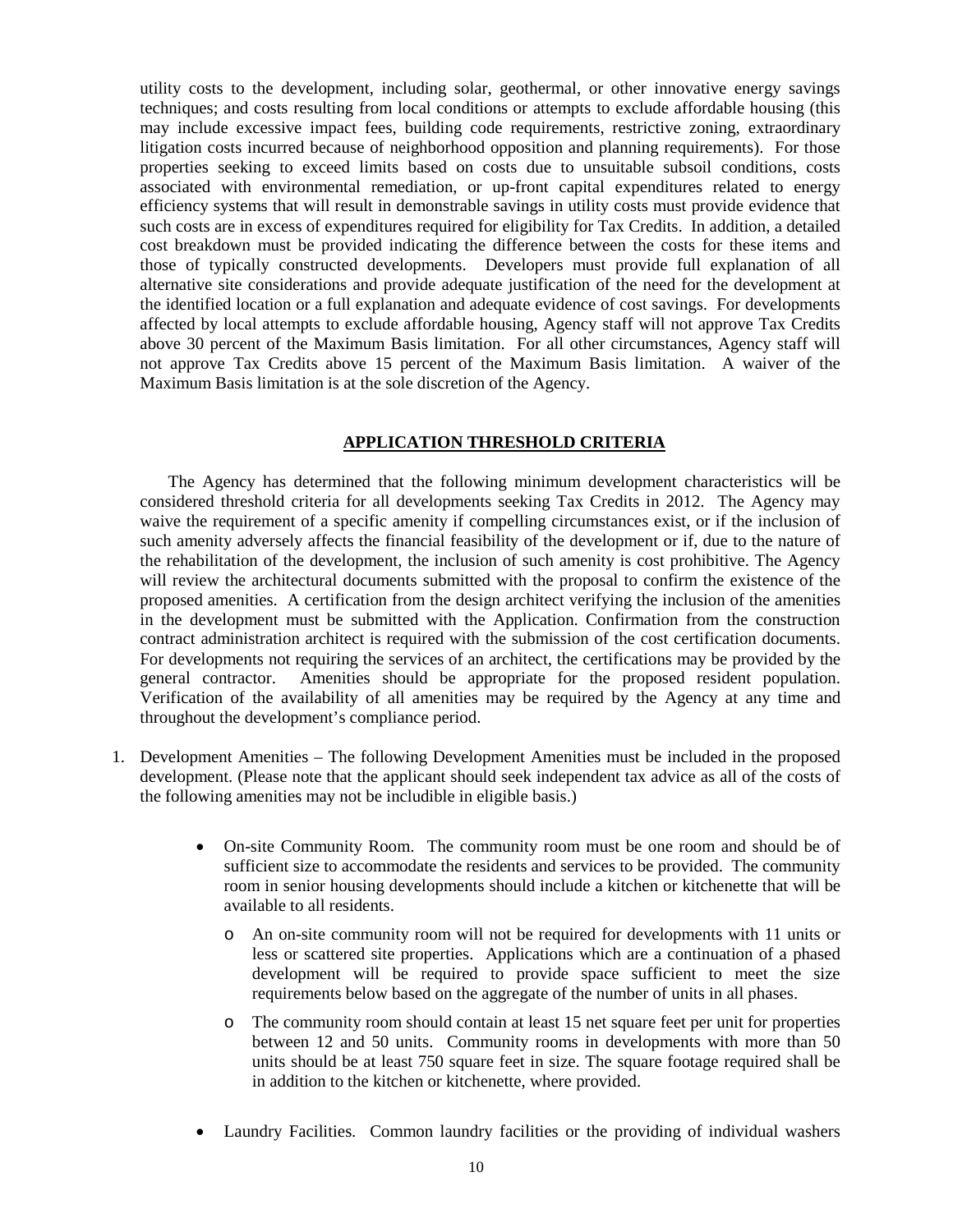utility costs to the development, including solar, geothermal, or other innovative energy savings techniques; and costs resulting from local conditions or attempts to exclude affordable housing (this may include excessive impact fees, building code requirements, restrictive zoning, extraordinary litigation costs incurred because of neighborhood opposition and planning requirements). For those properties seeking to exceed limits based on costs due to unsuitable subsoil conditions, costs associated with environmental remediation, or up-front capital expenditures related to energy efficiency systems that will result in demonstrable savings in utility costs must provide evidence that such costs are in excess of expenditures required for eligibility for Tax Credits. In addition, a detailed cost breakdown must be provided indicating the difference between the costs for these items and those of typically constructed developments. Developers must provide full explanation of all alternative site considerations and provide adequate justification of the need for the development at the identified location or a full explanation and adequate evidence of cost savings. For developments affected by local attempts to exclude affordable housing, Agency staff will not approve Tax Credits above 30 percent of the Maximum Basis limitation. For all other circumstances, Agency staff will not approve Tax Credits above 15 percent of the Maximum Basis limitation. A waiver of the Maximum Basis limitation is at the sole discretion of the Agency.

## APPLICATION THRESHOLD CRITERIA

The Agency has determined that the following minimum development characteristics will be considered threshold criteria for all developments seeking Tax Credits in 2012. The Agency may waive the requirement of a specific amenity if compelling circumstances exist, or if the inclusion of such amenity adversely affects the financial feasibility of the development or if, due to the nature of the rehabilitation of the development, the inclusion of such amenity is cost prohibitive. The Agency will review the architectural documents submitted with the proposal to confirm the existence of the proposed amenities. A certification from the design architect verifying the inclusion of the amenities in the development must be submitted with the Application. Confirmation from the construction contract administration architect is required with the submission of the cost certification documents. For developments not requiring the services of an architect, the certifications may be provided by the general contractor. Amenities should be appropriate for the proposed resident population. Verification of the availability of all amenities may be required by the Agency at any time and throughout the development's compliance period.

1. Development Amenities – The following Development Amenities must be included in the proposed development. (Please note that the applicant should seek independent tax advice as all of the costs of the following amenities may not be includible in eligible basis.)

    - On-site Community Room. The community room must be one room and should be of sufficient size to accommodate the residents and services to be provided. The community room in senior housing developments should include a kitchen or kitchenette that will be available to all residents.
        - An on-site community room will not be required for developments with 11 units or less or scattered site properties. Applications which are a continuation of a phased development will be required to provide space sufficient to meet the size requirements below based on the aggregate of the number of units in all phases.
        - The community room should contain at least 15 net square feet per unit for properties between 12 and 50 units. Community rooms in developments with more than 50 units should be at least 750 square feet in size. The square footage required shall be in addition to the kitchen or kitchenette, where provided.
    - Laundry Facilities. Common laundry facilities or the providing of individual washers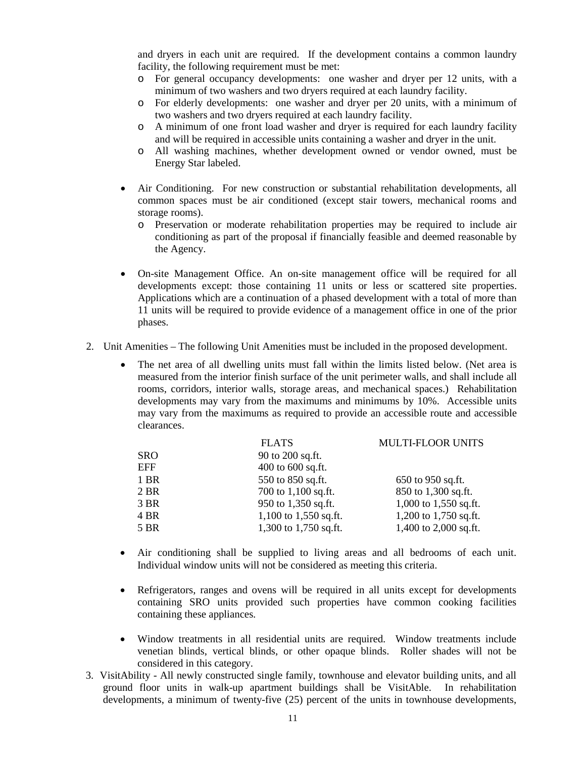and dryers in each unit are required. If the development contains a common laundry facility, the following requirement must be met:

- For general occupancy developments: one washer and dryer per 12 units, with a minimum of two washers and two dryers required at each laundry facility.
- For elderly developments: one washer and dryer per 20 units, with a minimum of two washers and two dryers required at each laundry facility.
- A minimum of one front load washer and dryer is required for each laundry facility and will be required in accessible units containing a washer and dryer in the unit.
- All washing machines, whether development owned or vendor owned, must be Energy Star labeled.

- Air Conditioning. For new construction or substantial rehabilitation developments, all common spaces must be air conditioned (except stair towers, mechanical rooms and storage rooms).
  - Preservation or moderate rehabilitation properties may be required to include air conditioning as part of the proposal if financially feasible and deemed reasonable by the Agency.

- On-site Management Office. An on-site management office will be required for all developments except: those containing 11 units or less or scattered site properties. Applications which are a continuation of a phased development with a total of more than 11 units will be required to provide evidence of a management office in one of the prior phases.

2. Unit Amenities – The following Unit Amenities must be included in the proposed development.

   - The net area of all dwelling units must fall within the limits listed below. (Net area is measured from the interior finish surface of the unit perimeter walls, and shall include all rooms, corridors, interior walls, storage areas, and mechanical spaces.) Rehabilitation developments may vary from the maximums and minimums by 10%. Accessible units may vary from the maximums as required to provide an accessible route and accessible clearances.

| | FLATS | MULTI-FLOOR UNITS |
|---|---|---|
| SRO | 90 to 200 sq.ft. | |
| EFF | 400 to 600 sq.ft. | |
| 1 BR | 550 to 850 sq.ft. | 650 to 950 sq.ft. |
| 2 BR | 700 to 1,100 sq.ft. | 850 to 1,300 sq.ft. |
| 3 BR | 950 to 1,350 sq.ft. | 1,000 to 1,550 sq.ft. |
| 4 BR | 1,100 to 1,550 sq.ft. | 1,200 to 1,750 sq.ft. |
| 5 BR | 1,300 to 1,750 sq.ft. | 1,400 to 2,000 sq.ft. |

   - Air conditioning shall be supplied to living areas and all bedrooms of each unit. Individual window units will not be considered as meeting this criteria.

   - Refrigerators, ranges and ovens will be required in all units except for developments containing SRO units provided such properties have common cooking facilities containing these appliances.

   - Window treatments in all residential units are required. Window treatments include venetian blinds, vertical blinds, or other opaque blinds. Roller shades will not be considered in this category.

3. VisitAbility - All newly constructed single family, townhouse and elevator building units, and all ground floor units in walk-up apartment buildings shall be VisitAble. In rehabilitation developments, a minimum of twenty-five (25) percent of the units in townhouse developments,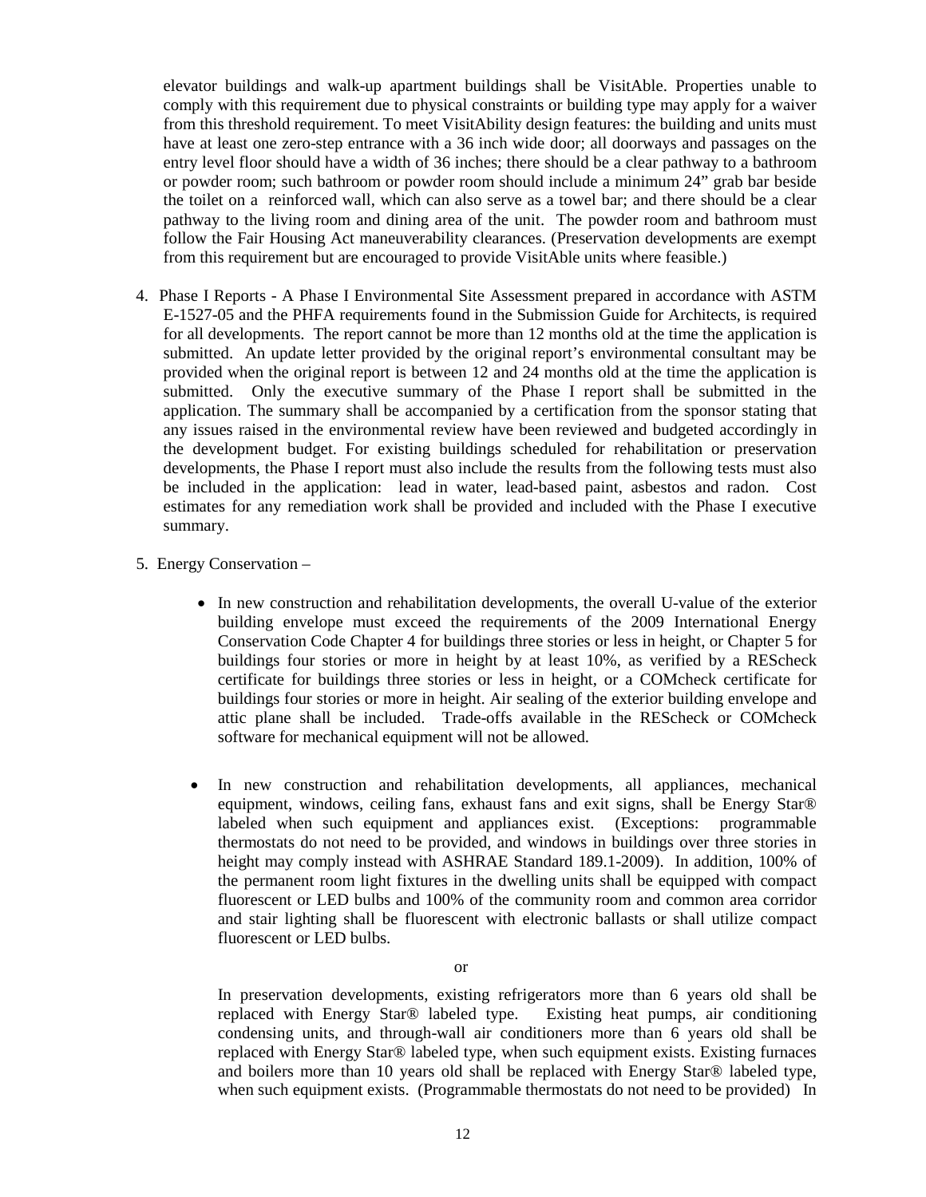elevator buildings and walk-up apartment buildings shall be VisitAble. Properties unable to comply with this requirement due to physical constraints or building type may apply for a waiver from this threshold requirement. To meet VisitAbility design features: the building and units must have at least one zero-step entrance with a 36 inch wide door; all doorways and passages on the entry level floor should have a width of 36 inches; there should be a clear pathway to a bathroom or powder room; such bathroom or powder room should include a minimum 24" grab bar beside the toilet on a reinforced wall, which can also serve as a towel bar; and there should be a clear pathway to the living room and dining area of the unit. The powder room and bathroom must follow the Fair Housing Act maneuverability clearances. (Preservation developments are exempt from this requirement but are encouraged to provide VisitAble units where feasible.)

4. Phase I Reports - A Phase I Environmental Site Assessment prepared in accordance with ASTM E-1527-05 and the PHFA requirements found in the Submission Guide for Architects, is required for all developments. The report cannot be more than 12 months old at the time the application is submitted. An update letter provided by the original report's environmental consultant may be provided when the original report is between 12 and 24 months old at the time the application is submitted. Only the executive summary of the Phase I report shall be submitted in the application. The summary shall be accompanied by a certification from the sponsor stating that any issues raised in the environmental review have been reviewed and budgeted accordingly in the development budget. For existing buildings scheduled for rehabilitation or preservation developments, the Phase I report must also include the results from the following tests must also be included in the application: lead in water, lead-based paint, asbestos and radon. Cost estimates for any remediation work shall be provided and included with the Phase I executive summary.

5. Energy Conservation –

   - In new construction and rehabilitation developments, the overall U-value of the exterior building envelope must exceed the requirements of the 2009 International Energy Conservation Code Chapter 4 for buildings three stories or less in height, or Chapter 5 for buildings four stories or more in height by at least 10%, as verified by a REScheck certificate for buildings three stories or less in height, or a COMcheck certificate for buildings four stories or more in height. Air sealing of the exterior building envelope and attic plane shall be included. Trade-offs available in the REScheck or COMcheck software for mechanical equipment will not be allowed.

   - In new construction and rehabilitation developments, all appliances, mechanical equipment, windows, ceiling fans, exhaust fans and exit signs, shall be Energy Star® labeled when such equipment and appliances exist. (Exceptions: programmable thermostats do not need to be provided, and windows in buildings over three stories in height may comply instead with ASHRAE Standard 189.1-2009). In addition, 100% of the permanent room light fixtures in the dwelling units shall be equipped with compact fluorescent or LED bulbs and 100% of the community room and common area corridor and stair lighting shall be fluorescent with electronic ballasts or shall utilize compact fluorescent or LED bulbs.

     or

     In preservation developments, existing refrigerators more than 6 years old shall be replaced with Energy Star® labeled type. Existing heat pumps, air conditioning condensing units, and through-wall air conditioners more than 6 years old shall be replaced with Energy Star® labeled type, when such equipment exists. Existing furnaces and boilers more than 10 years old shall be replaced with Energy Star® labeled type, when such equipment exists. (Programmable thermostats do not need to be provided) In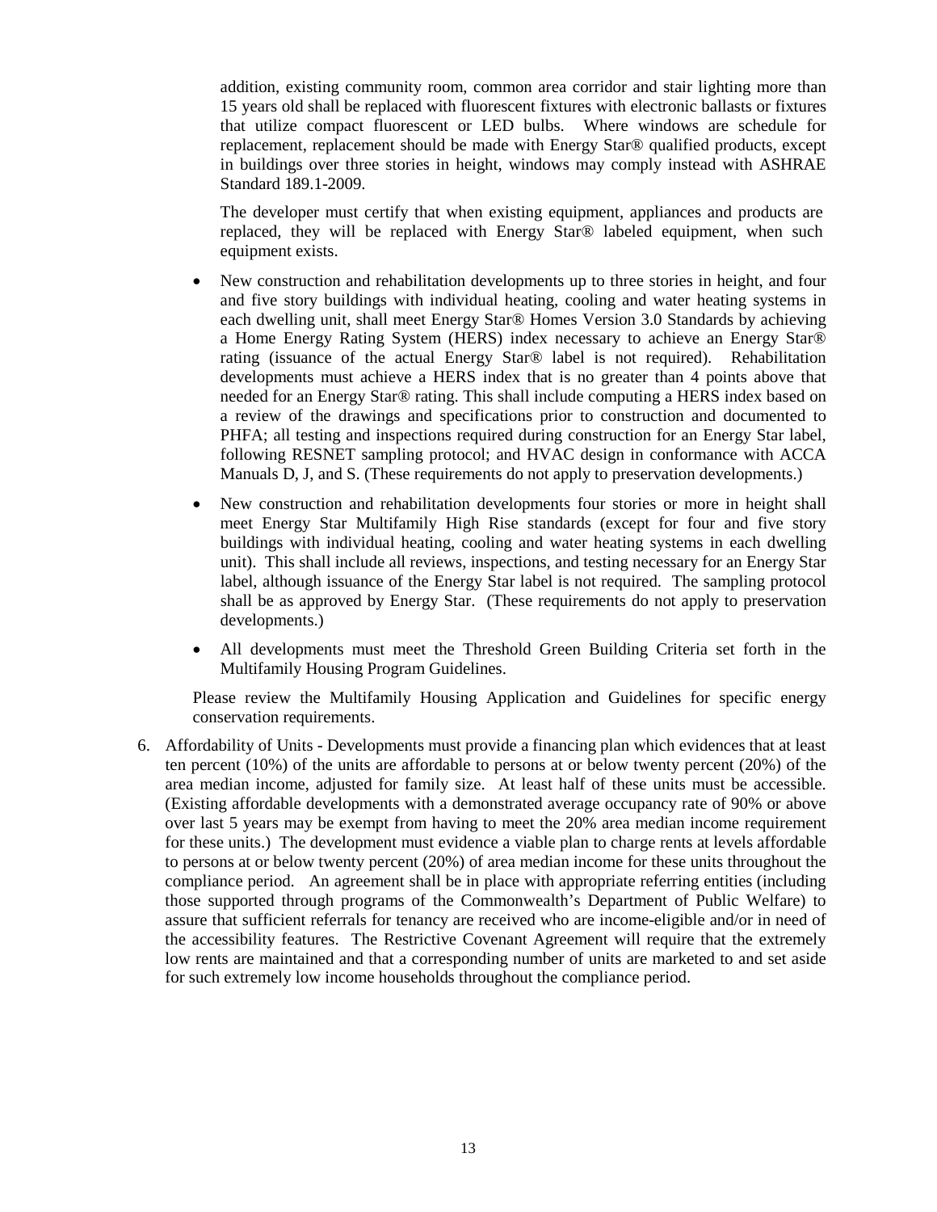addition, existing community room, common area corridor and stair lighting more than 15 years old shall be replaced with fluorescent fixtures with electronic ballasts or fixtures that utilize compact fluorescent or LED bulbs. Where windows are schedule for replacement, replacement should be made with Energy Star® qualified products, except in buildings over three stories in height, windows may comply instead with ASHRAE Standard 189.1-2009.

The developer must certify that when existing equipment, appliances and products are replaced, they will be replaced with Energy Star® labeled equipment, when such equipment exists.

- New construction and rehabilitation developments up to three stories in height, and four and five story buildings with individual heating, cooling and water heating systems in each dwelling unit, shall meet Energy Star® Homes Version 3.0 Standards by achieving a Home Energy Rating System (HERS) index necessary to achieve an Energy Star® rating (issuance of the actual Energy Star® label is not required). Rehabilitation developments must achieve a HERS index that is no greater than 4 points above that needed for an Energy Star® rating. This shall include computing a HERS index based on a review of the drawings and specifications prior to construction and documented to PHFA; all testing and inspections required during construction for an Energy Star label, following RESNET sampling protocol; and HVAC design in conformance with ACCA Manuals D, J, and S. (These requirements do not apply to preservation developments.)
- New construction and rehabilitation developments four stories or more in height shall meet Energy Star Multifamily High Rise standards (except for four and five story buildings with individual heating, cooling and water heating systems in each dwelling unit). This shall include all reviews, inspections, and testing necessary for an Energy Star label, although issuance of the Energy Star label is not required. The sampling protocol shall be as approved by Energy Star. (These requirements do not apply to preservation developments.)
- All developments must meet the Threshold Green Building Criteria set forth in the Multifamily Housing Program Guidelines.

Please review the Multifamily Housing Application and Guidelines for specific energy conservation requirements.

6. Affordability of Units - Developments must provide a financing plan which evidences that at least ten percent (10%) of the units are affordable to persons at or below twenty percent (20%) of the area median income, adjusted for family size. At least half of these units must be accessible. (Existing affordable developments with a demonstrated average occupancy rate of 90% or above over last 5 years may be exempt from having to meet the 20% area median income requirement for these units.) The development must evidence a viable plan to charge rents at levels affordable to persons at or below twenty percent (20%) of area median income for these units throughout the compliance period. An agreement shall be in place with appropriate referring entities (including those supported through programs of the Commonwealth's Department of Public Welfare) to assure that sufficient referrals for tenancy are received who are income-eligible and/or in need of the accessibility features. The Restrictive Covenant Agreement will require that the extremely low rents are maintained and that a corresponding number of units are marketed to and set aside for such extremely low income households throughout the compliance period.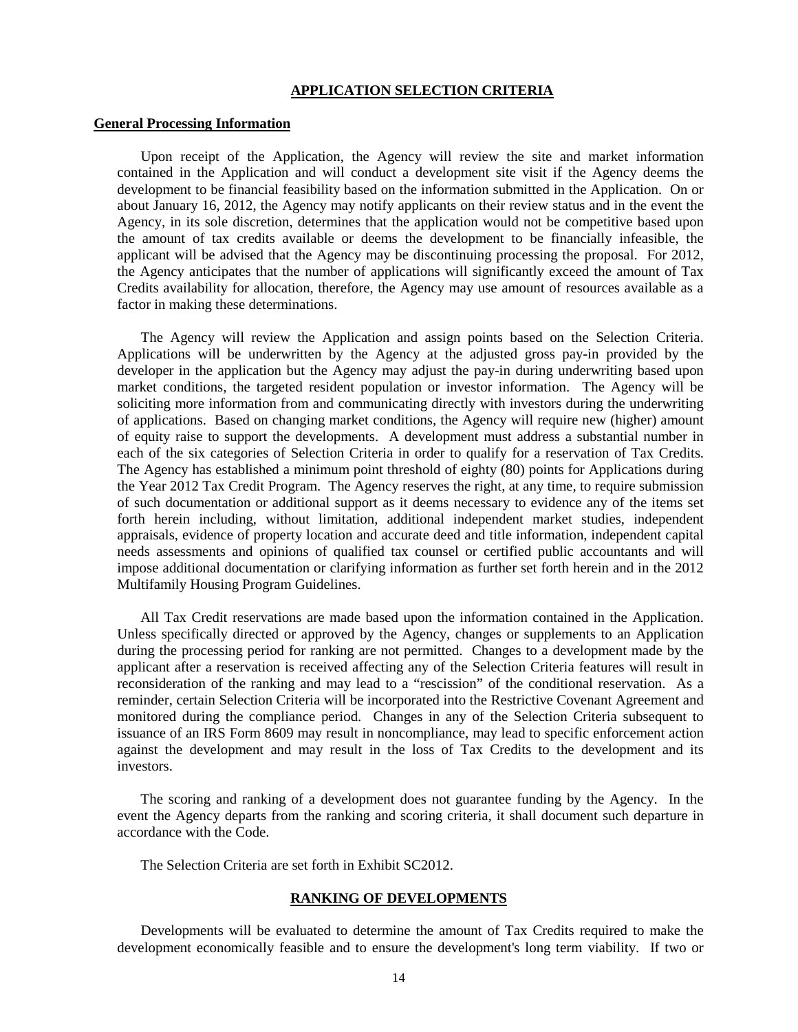## APPLICATION SELECTION CRITERIA

### General Processing Information

Upon receipt of the Application, the Agency will review the site and market information contained in the Application and will conduct a development site visit if the Agency deems the development to be financial feasibility based on the information submitted in the Application. On or about January 16, 2012, the Agency may notify applicants on their review status and in the event the Agency, in its sole discretion, determines that the application would not be competitive based upon the amount of tax credits available or deems the development to be financially infeasible, the applicant will be advised that the Agency may be discontinuing processing the proposal. For 2012, the Agency anticipates that the number of applications will significantly exceed the amount of Tax Credits availability for allocation, therefore, the Agency may use amount of resources available as a factor in making these determinations.

The Agency will review the Application and assign points based on the Selection Criteria. Applications will be underwritten by the Agency at the adjusted gross pay-in provided by the developer in the application but the Agency may adjust the pay-in during underwriting based upon market conditions, the targeted resident population or investor information. The Agency will be soliciting more information from and communicating directly with investors during the underwriting of applications. Based on changing market conditions, the Agency will require new (higher) amount of equity raise to support the developments. A development must address a substantial number in each of the six categories of Selection Criteria in order to qualify for a reservation of Tax Credits. The Agency has established a minimum point threshold of eighty (80) points for Applications during the Year 2012 Tax Credit Program. The Agency reserves the right, at any time, to require submission of such documentation or additional support as it deems necessary to evidence any of the items set forth herein including, without limitation, additional independent market studies, independent appraisals, evidence of property location and accurate deed and title information, independent capital needs assessments and opinions of qualified tax counsel or certified public accountants and will impose additional documentation or clarifying information as further set forth herein and in the 2012 Multifamily Housing Program Guidelines.

All Tax Credit reservations are made based upon the information contained in the Application. Unless specifically directed or approved by the Agency, changes or supplements to an Application during the processing period for ranking are not permitted. Changes to a development made by the applicant after a reservation is received affecting any of the Selection Criteria features will result in reconsideration of the ranking and may lead to a "rescission" of the conditional reservation. As a reminder, certain Selection Criteria will be incorporated into the Restrictive Covenant Agreement and monitored during the compliance period. Changes in any of the Selection Criteria subsequent to issuance of an IRS Form 8609 may result in noncompliance, may lead to specific enforcement action against the development and may result in the loss of Tax Credits to the development and its investors.

The scoring and ranking of a development does not guarantee funding by the Agency. In the event the Agency departs from the ranking and scoring criteria, it shall document such departure in accordance with the Code.

The Selection Criteria are set forth in Exhibit SC2012.

## RANKING OF DEVELOPMENTS

Developments will be evaluated to determine the amount of Tax Credits required to make the development economically feasible and to ensure the development's long term viability. If two or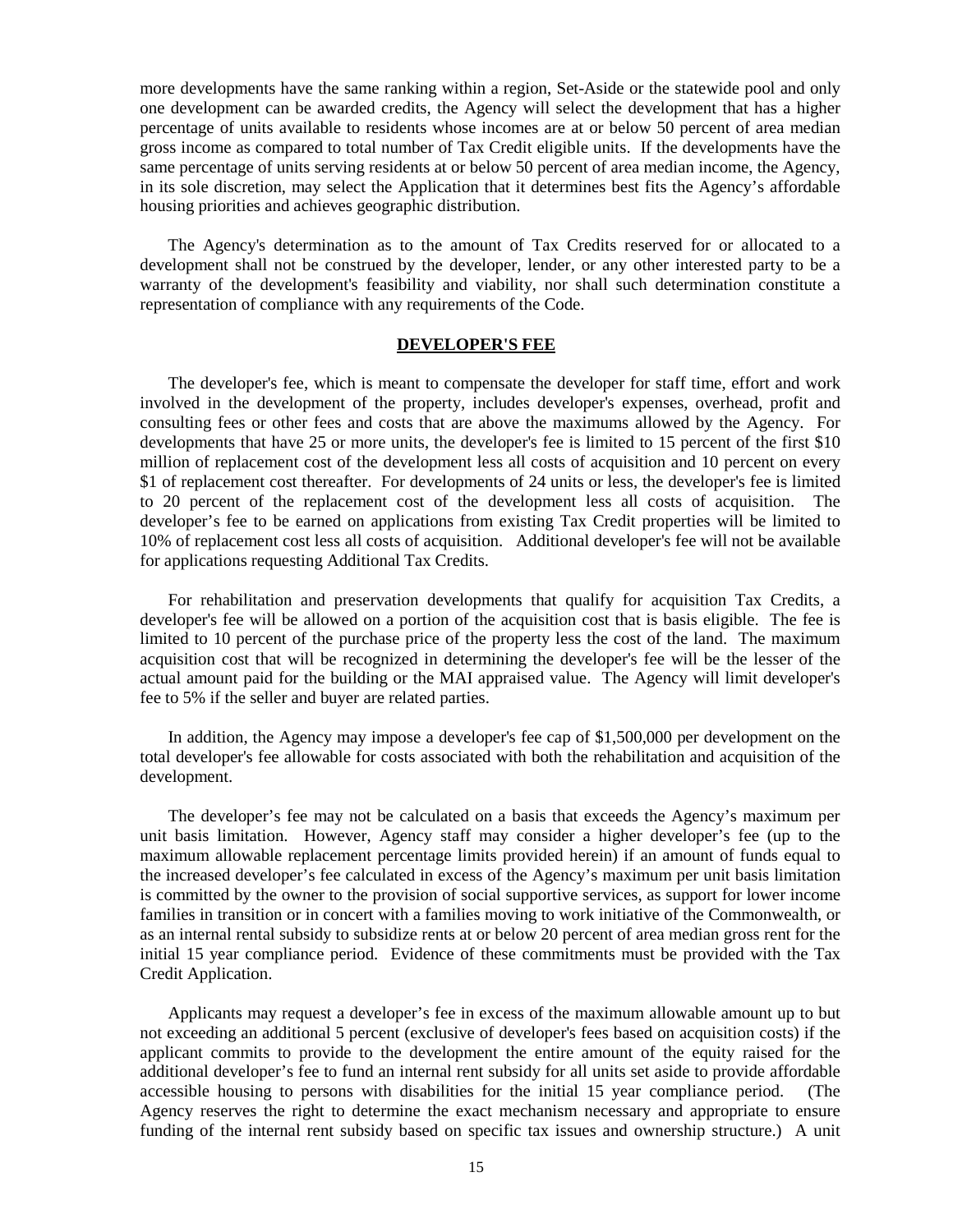more developments have the same ranking within a region, Set-Aside or the statewide pool and only one development can be awarded credits, the Agency will select the development that has a higher percentage of units available to residents whose incomes are at or below 50 percent of area median gross income as compared to total number of Tax Credit eligible units. If the developments have the same percentage of units serving residents at or below 50 percent of area median income, the Agency, in its sole discretion, may select the Application that it determines best fits the Agency's affordable housing priorities and achieves geographic distribution.

The Agency's determination as to the amount of Tax Credits reserved for or allocated to a development shall not be construed by the developer, lender, or any other interested party to be a warranty of the development's feasibility and viability, nor shall such determination constitute a representation of compliance with any requirements of the Code.

## DEVELOPER'S FEE

The developer's fee, which is meant to compensate the developer for staff time, effort and work involved in the development of the property, includes developer's expenses, overhead, profit and consulting fees or other fees and costs that are above the maximums allowed by the Agency. For developments that have 25 or more units, the developer's fee is limited to 15 percent of the first $10 million of replacement cost of the development less all costs of acquisition and 10 percent on every $1 of replacement cost thereafter. For developments of 24 units or less, the developer's fee is limited to 20 percent of the replacement cost of the development less all costs of acquisition. The developer's fee to be earned on applications from existing Tax Credit properties will be limited to 10% of replacement cost less all costs of acquisition. Additional developer's fee will not be available for applications requesting Additional Tax Credits.

For rehabilitation and preservation developments that qualify for acquisition Tax Credits, a developer's fee will be allowed on a portion of the acquisition cost that is basis eligible. The fee is limited to 10 percent of the purchase price of the property less the cost of the land. The maximum acquisition cost that will be recognized in determining the developer's fee will be the lesser of the actual amount paid for the building or the MAI appraised value. The Agency will limit developer's fee to 5% if the seller and buyer are related parties.

In addition, the Agency may impose a developer's fee cap of $1,500,000 per development on the total developer's fee allowable for costs associated with both the rehabilitation and acquisition of the development.

The developer's fee may not be calculated on a basis that exceeds the Agency's maximum per unit basis limitation. However, Agency staff may consider a higher developer's fee (up to the maximum allowable replacement percentage limits provided herein) if an amount of funds equal to the increased developer's fee calculated in excess of the Agency's maximum per unit basis limitation is committed by the owner to the provision of social supportive services, as support for lower income families in transition or in concert with a families moving to work initiative of the Commonwealth, or as an internal rental subsidy to subsidize rents at or below 20 percent of area median gross rent for the initial 15 year compliance period. Evidence of these commitments must be provided with the Tax Credit Application.

Applicants may request a developer's fee in excess of the maximum allowable amount up to but not exceeding an additional 5 percent (exclusive of developer's fees based on acquisition costs) if the applicant commits to provide to the development the entire amount of the equity raised for the additional developer's fee to fund an internal rent subsidy for all units set aside to provide affordable accessible housing to persons with disabilities for the initial 15 year compliance period. (The Agency reserves the right to determine the exact mechanism necessary and appropriate to ensure funding of the internal rent subsidy based on specific tax issues and ownership structure.) A unit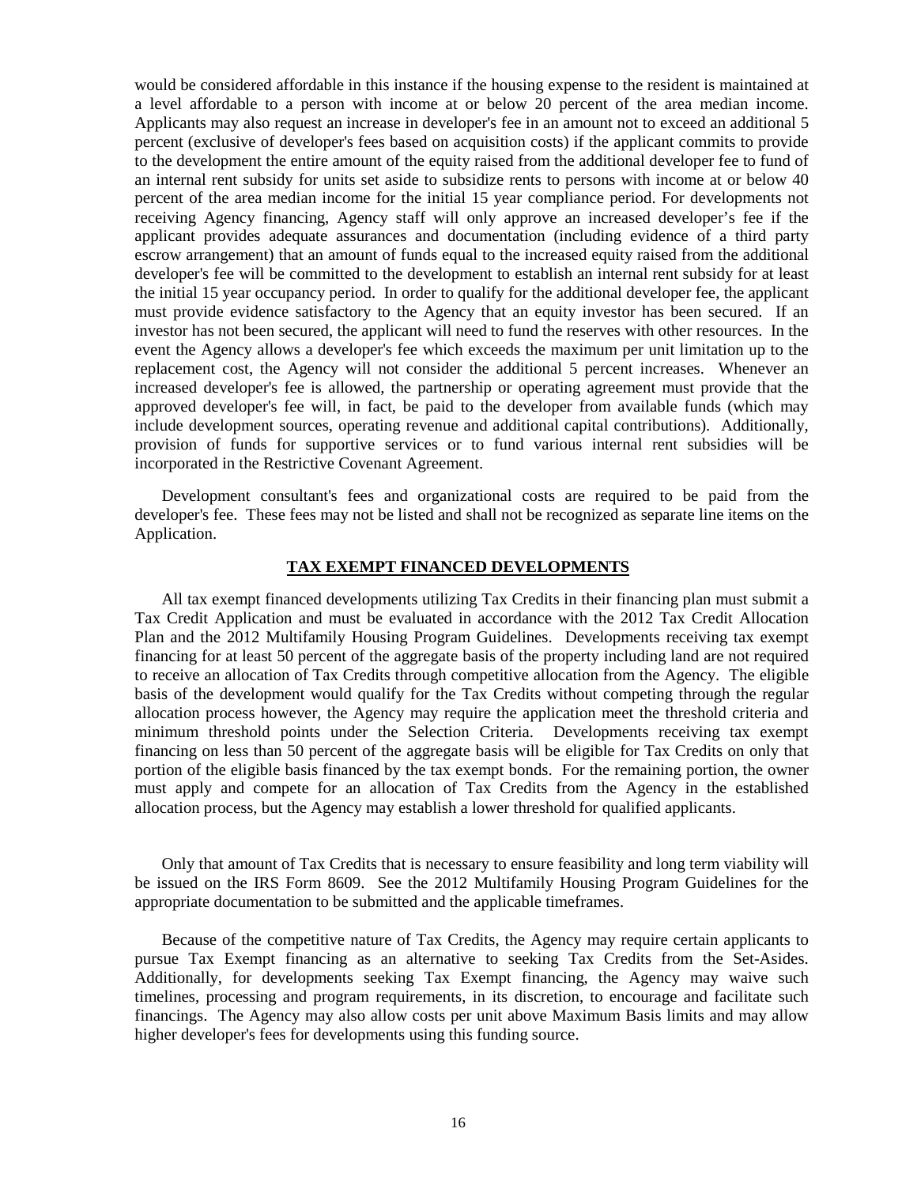would be considered affordable in this instance if the housing expense to the resident is maintained at a level affordable to a person with income at or below 20 percent of the area median income. Applicants may also request an increase in developer's fee in an amount not to exceed an additional 5 percent (exclusive of developer's fees based on acquisition costs) if the applicant commits to provide to the development the entire amount of the equity raised from the additional developer fee to fund of an internal rent subsidy for units set aside to subsidize rents to persons with income at or below 40 percent of the area median income for the initial 15 year compliance period. For developments not receiving Agency financing, Agency staff will only approve an increased developer's fee if the applicant provides adequate assurances and documentation (including evidence of a third party escrow arrangement) that an amount of funds equal to the increased equity raised from the additional developer's fee will be committed to the development to establish an internal rent subsidy for at least the initial 15 year occupancy period. In order to qualify for the additional developer fee, the applicant must provide evidence satisfactory to the Agency that an equity investor has been secured. If an investor has not been secured, the applicant will need to fund the reserves with other resources. In the event the Agency allows a developer's fee which exceeds the maximum per unit limitation up to the replacement cost, the Agency will not consider the additional 5 percent increases. Whenever an increased developer's fee is allowed, the partnership or operating agreement must provide that the approved developer's fee will, in fact, be paid to the developer from available funds (which may include development sources, operating revenue and additional capital contributions). Additionally, provision of funds for supportive services or to fund various internal rent subsidies will be incorporated in the Restrictive Covenant Agreement.

Development consultant's fees and organizational costs are required to be paid from the developer's fee. These fees may not be listed and shall not be recognized as separate line items on the Application.

## TAX EXEMPT FINANCED DEVELOPMENTS

All tax exempt financed developments utilizing Tax Credits in their financing plan must submit a Tax Credit Application and must be evaluated in accordance with the 2012 Tax Credit Allocation Plan and the 2012 Multifamily Housing Program Guidelines. Developments receiving tax exempt financing for at least 50 percent of the aggregate basis of the property including land are not required to receive an allocation of Tax Credits through competitive allocation from the Agency. The eligible basis of the development would qualify for the Tax Credits without competing through the regular allocation process however, the Agency may require the application meet the threshold criteria and minimum threshold points under the Selection Criteria. Developments receiving tax exempt financing on less than 50 percent of the aggregate basis will be eligible for Tax Credits on only that portion of the eligible basis financed by the tax exempt bonds. For the remaining portion, the owner must apply and compete for an allocation of Tax Credits from the Agency in the established allocation process, but the Agency may establish a lower threshold for qualified applicants.

Only that amount of Tax Credits that is necessary to ensure feasibility and long term viability will be issued on the IRS Form 8609. See the 2012 Multifamily Housing Program Guidelines for the appropriate documentation to be submitted and the applicable timeframes.

Because of the competitive nature of Tax Credits, the Agency may require certain applicants to pursue Tax Exempt financing as an alternative to seeking Tax Credits from the Set-Asides. Additionally, for developments seeking Tax Exempt financing, the Agency may waive such timelines, processing and program requirements, in its discretion, to encourage and facilitate such financings. The Agency may also allow costs per unit above Maximum Basis limits and may allow higher developer's fees for developments using this funding source.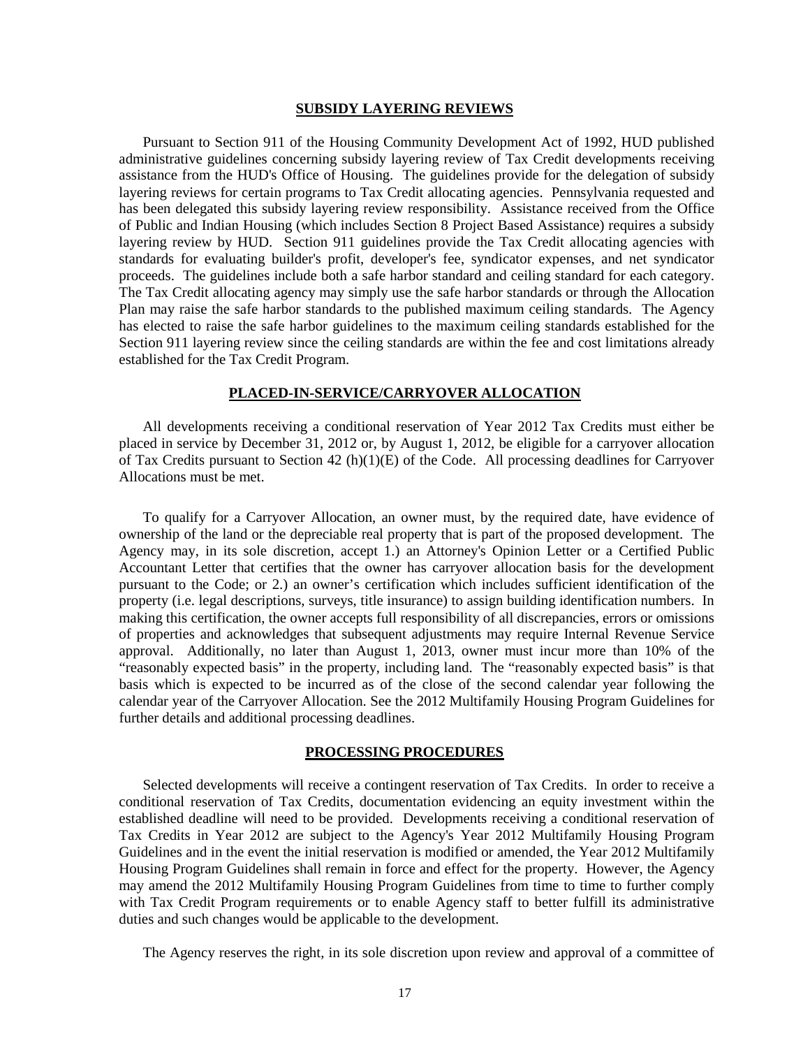## SUBSIDY LAYERING REVIEWS

Pursuant to Section 911 of the Housing Community Development Act of 1992, HUD published administrative guidelines concerning subsidy layering review of Tax Credit developments receiving assistance from the HUD's Office of Housing. The guidelines provide for the delegation of subsidy layering reviews for certain programs to Tax Credit allocating agencies. Pennsylvania requested and has been delegated this subsidy layering review responsibility. Assistance received from the Office of Public and Indian Housing (which includes Section 8 Project Based Assistance) requires a subsidy layering review by HUD. Section 911 guidelines provide the Tax Credit allocating agencies with standards for evaluating builder's profit, developer's fee, syndicator expenses, and net syndicator proceeds. The guidelines include both a safe harbor standard and ceiling standard for each category. The Tax Credit allocating agency may simply use the safe harbor standards or through the Allocation Plan may raise the safe harbor standards to the published maximum ceiling standards. The Agency has elected to raise the safe harbor guidelines to the maximum ceiling standards established for the Section 911 layering review since the ceiling standards are within the fee and cost limitations already established for the Tax Credit Program.

## PLACED-IN-SERVICE/CARRYOVER ALLOCATION

All developments receiving a conditional reservation of Year 2012 Tax Credits must either be placed in service by December 31, 2012 or, by August 1, 2012, be eligible for a carryover allocation of Tax Credits pursuant to Section 42 (h)(1)(E) of the Code. All processing deadlines for Carryover Allocations must be met.

To qualify for a Carryover Allocation, an owner must, by the required date, have evidence of ownership of the land or the depreciable real property that is part of the proposed development. The Agency may, in its sole discretion, accept 1.) an Attorney's Opinion Letter or a Certified Public Accountant Letter that certifies that the owner has carryover allocation basis for the development pursuant to the Code; or 2.) an owner's certification which includes sufficient identification of the property (i.e. legal descriptions, surveys, title insurance) to assign building identification numbers. In making this certification, the owner accepts full responsibility of all discrepancies, errors or omissions of properties and acknowledges that subsequent adjustments may require Internal Revenue Service approval. Additionally, no later than August 1, 2013, owner must incur more than 10% of the "reasonably expected basis" in the property, including land. The "reasonably expected basis" is that basis which is expected to be incurred as of the close of the second calendar year following the calendar year of the Carryover Allocation. See the 2012 Multifamily Housing Program Guidelines for further details and additional processing deadlines.

## PROCESSING PROCEDURES

Selected developments will receive a contingent reservation of Tax Credits. In order to receive a conditional reservation of Tax Credits, documentation evidencing an equity investment within the established deadline will need to be provided. Developments receiving a conditional reservation of Tax Credits in Year 2012 are subject to the Agency's Year 2012 Multifamily Housing Program Guidelines and in the event the initial reservation is modified or amended, the Year 2012 Multifamily Housing Program Guidelines shall remain in force and effect for the property. However, the Agency may amend the 2012 Multifamily Housing Program Guidelines from time to time to further comply with Tax Credit Program requirements or to enable Agency staff to better fulfill its administrative duties and such changes would be applicable to the development.

The Agency reserves the right, in its sole discretion upon review and approval of a committee of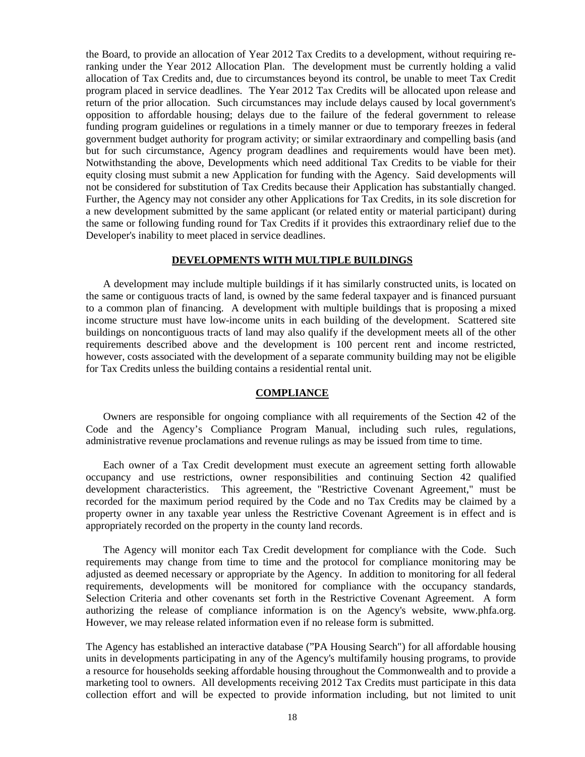the Board, to provide an allocation of Year 2012 Tax Credits to a development, without requiring re-ranking under the Year 2012 Allocation Plan. The development must be currently holding a valid allocation of Tax Credits and, due to circumstances beyond its control, be unable to meet Tax Credit program placed in service deadlines. The Year 2012 Tax Credits will be allocated upon release and return of the prior allocation. Such circumstances may include delays caused by local government's opposition to affordable housing; delays due to the failure of the federal government to release funding program guidelines or regulations in a timely manner or due to temporary freezes in federal government budget authority for program activity; or similar extraordinary and compelling basis (and but for such circumstance, Agency program deadlines and requirements would have been met). Notwithstanding the above, Developments which need additional Tax Credits to be viable for their equity closing must submit a new Application for funding with the Agency. Said developments will not be considered for substitution of Tax Credits because their Application has substantially changed. Further, the Agency may not consider any other Applications for Tax Credits, in its sole discretion for a new development submitted by the same applicant (or related entity or material participant) during the same or following funding round for Tax Credits if it provides this extraordinary relief due to the Developer's inability to meet placed in service deadlines.

## DEVELOPMENTS WITH MULTIPLE BUILDINGS

A development may include multiple buildings if it has similarly constructed units, is located on the same or contiguous tracts of land, is owned by the same federal taxpayer and is financed pursuant to a common plan of financing. A development with multiple buildings that is proposing a mixed income structure must have low-income units in each building of the development. Scattered site buildings on noncontiguous tracts of land may also qualify if the development meets all of the other requirements described above and the development is 100 percent rent and income restricted, however, costs associated with the development of a separate community building may not be eligible for Tax Credits unless the building contains a residential rental unit.

## COMPLIANCE

Owners are responsible for ongoing compliance with all requirements of the Section 42 of the Code and the Agency's Compliance Program Manual, including such rules, regulations, administrative revenue proclamations and revenue rulings as may be issued from time to time.

Each owner of a Tax Credit development must execute an agreement setting forth allowable occupancy and use restrictions, owner responsibilities and continuing Section 42 qualified development characteristics. This agreement, the "Restrictive Covenant Agreement," must be recorded for the maximum period required by the Code and no Tax Credits may be claimed by a property owner in any taxable year unless the Restrictive Covenant Agreement is in effect and is appropriately recorded on the property in the county land records.

The Agency will monitor each Tax Credit development for compliance with the Code. Such requirements may change from time to time and the protocol for compliance monitoring may be adjusted as deemed necessary or appropriate by the Agency. In addition to monitoring for all federal requirements, developments will be monitored for compliance with the occupancy standards, Selection Criteria and other covenants set forth in the Restrictive Covenant Agreement. A form authorizing the release of compliance information is on the Agency's website, www.phfa.org. However, we may release related information even if no release form is submitted.

The Agency has established an interactive database ("PA Housing Search") for all affordable housing units in developments participating in any of the Agency's multifamily housing programs, to provide a resource for households seeking affordable housing throughout the Commonwealth and to provide a marketing tool to owners. All developments receiving 2012 Tax Credits must participate in this data collection effort and will be expected to provide information including, but not limited to unit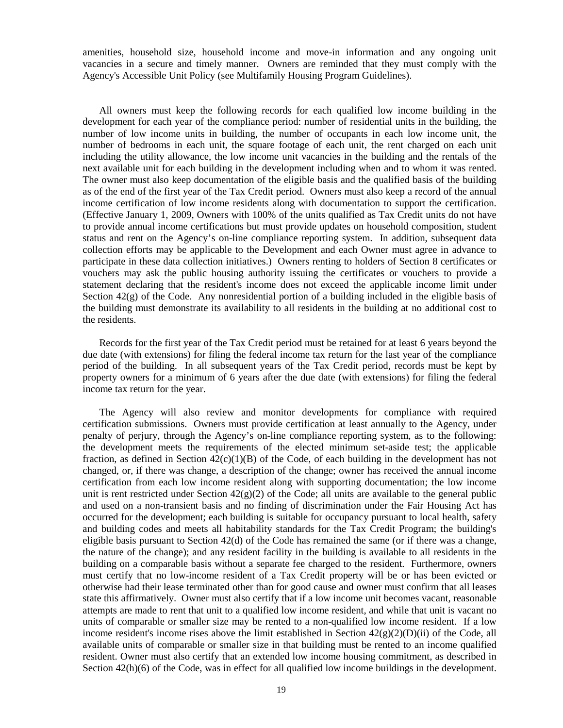amenities, household size, household income and move-in information and any ongoing unit vacancies in a secure and timely manner. Owners are reminded that they must comply with the Agency's Accessible Unit Policy (see Multifamily Housing Program Guidelines).

All owners must keep the following records for each qualified low income building in the development for each year of the compliance period: number of residential units in the building, the number of low income units in building, the number of occupants in each low income unit, the number of bedrooms in each unit, the square footage of each unit, the rent charged on each unit including the utility allowance, the low income unit vacancies in the building and the rentals of the next available unit for each building in the development including when and to whom it was rented. The owner must also keep documentation of the eligible basis and the qualified basis of the building as of the end of the first year of the Tax Credit period. Owners must also keep a record of the annual income certification of low income residents along with documentation to support the certification. (Effective January 1, 2009, Owners with 100% of the units qualified as Tax Credit units do not have to provide annual income certifications but must provide updates on household composition, student status and rent on the Agency's on-line compliance reporting system. In addition, subsequent data collection efforts may be applicable to the Development and each Owner must agree in advance to participate in these data collection initiatives.) Owners renting to holders of Section 8 certificates or vouchers may ask the public housing authority issuing the certificates or vouchers to provide a statement declaring that the resident's income does not exceed the applicable income limit under Section 42(g) of the Code. Any nonresidential portion of a building included in the eligible basis of the building must demonstrate its availability to all residents in the building at no additional cost to the residents.

Records for the first year of the Tax Credit period must be retained for at least 6 years beyond the due date (with extensions) for filing the federal income tax return for the last year of the compliance period of the building. In all subsequent years of the Tax Credit period, records must be kept by property owners for a minimum of 6 years after the due date (with extensions) for filing the federal income tax return for the year.

The Agency will also review and monitor developments for compliance with required certification submissions. Owners must provide certification at least annually to the Agency, under penalty of perjury, through the Agency's on-line compliance reporting system, as to the following: the development meets the requirements of the elected minimum set-aside test; the applicable fraction, as defined in Section 42(c)(1)(B) of the Code, of each building in the development has not changed, or, if there was change, a description of the change; owner has received the annual income certification from each low income resident along with supporting documentation; the low income unit is rent restricted under Section 42(g)(2) of the Code; all units are available to the general public and used on a non-transient basis and no finding of discrimination under the Fair Housing Act has occurred for the development; each building is suitable for occupancy pursuant to local health, safety and building codes and meets all habitability standards for the Tax Credit Program; the building's eligible basis pursuant to Section 42(d) of the Code has remained the same (or if there was a change, the nature of the change); and any resident facility in the building is available to all residents in the building on a comparable basis without a separate fee charged to the resident. Furthermore, owners must certify that no low-income resident of a Tax Credit property will be or has been evicted or otherwise had their lease terminated other than for good cause and owner must confirm that all leases state this affirmatively. Owner must also certify that if a low income unit becomes vacant, reasonable attempts are made to rent that unit to a qualified low income resident, and while that unit is vacant no units of comparable or smaller size may be rented to a non-qualified low income resident. If a low income resident's income rises above the limit established in Section 42(g)(2)(D)(ii) of the Code, all available units of comparable or smaller size in that building must be rented to an income qualified resident. Owner must also certify that an extended low income housing commitment, as described in Section 42(h)(6) of the Code, was in effect for all qualified low income buildings in the development.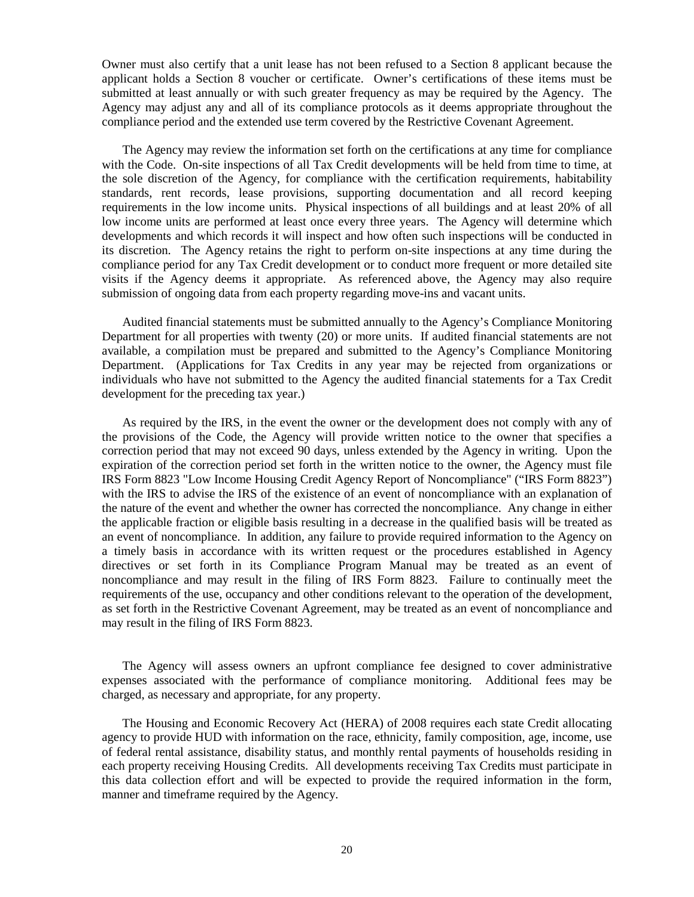Owner must also certify that a unit lease has not been refused to a Section 8 applicant because the applicant holds a Section 8 voucher or certificate. Owner's certifications of these items must be submitted at least annually or with such greater frequency as may be required by the Agency. The Agency may adjust any and all of its compliance protocols as it deems appropriate throughout the compliance period and the extended use term covered by the Restrictive Covenant Agreement.

The Agency may review the information set forth on the certifications at any time for compliance with the Code. On-site inspections of all Tax Credit developments will be held from time to time, at the sole discretion of the Agency, for compliance with the certification requirements, habitability standards, rent records, lease provisions, supporting documentation and all record keeping requirements in the low income units. Physical inspections of all buildings and at least 20% of all low income units are performed at least once every three years. The Agency will determine which developments and which records it will inspect and how often such inspections will be conducted in its discretion. The Agency retains the right to perform on-site inspections at any time during the compliance period for any Tax Credit development or to conduct more frequent or more detailed site visits if the Agency deems it appropriate. As referenced above, the Agency may also require submission of ongoing data from each property regarding move-ins and vacant units.

Audited financial statements must be submitted annually to the Agency's Compliance Monitoring Department for all properties with twenty (20) or more units. If audited financial statements are not available, a compilation must be prepared and submitted to the Agency's Compliance Monitoring Department. (Applications for Tax Credits in any year may be rejected from organizations or individuals who have not submitted to the Agency the audited financial statements for a Tax Credit development for the preceding tax year.)

As required by the IRS, in the event the owner or the development does not comply with any of the provisions of the Code, the Agency will provide written notice to the owner that specifies a correction period that may not exceed 90 days, unless extended by the Agency in writing. Upon the expiration of the correction period set forth in the written notice to the owner, the Agency must file IRS Form 8823 "Low Income Housing Credit Agency Report of Noncompliance" ("IRS Form 8823") with the IRS to advise the IRS of the existence of an event of noncompliance with an explanation of the nature of the event and whether the owner has corrected the noncompliance. Any change in either the applicable fraction or eligible basis resulting in a decrease in the qualified basis will be treated as an event of noncompliance. In addition, any failure to provide required information to the Agency on a timely basis in accordance with its written request or the procedures established in Agency directives or set forth in its Compliance Program Manual may be treated as an event of noncompliance and may result in the filing of IRS Form 8823. Failure to continually meet the requirements of the use, occupancy and other conditions relevant to the operation of the development, as set forth in the Restrictive Covenant Agreement, may be treated as an event of noncompliance and may result in the filing of IRS Form 8823.

The Agency will assess owners an upfront compliance fee designed to cover administrative expenses associated with the performance of compliance monitoring. Additional fees may be charged, as necessary and appropriate, for any property.

The Housing and Economic Recovery Act (HERA) of 2008 requires each state Credit allocating agency to provide HUD with information on the race, ethnicity, family composition, age, income, use of federal rental assistance, disability status, and monthly rental payments of households residing in each property receiving Housing Credits. All developments receiving Tax Credits must participate in this data collection effort and will be expected to provide the required information in the form, manner and timeframe required by the Agency.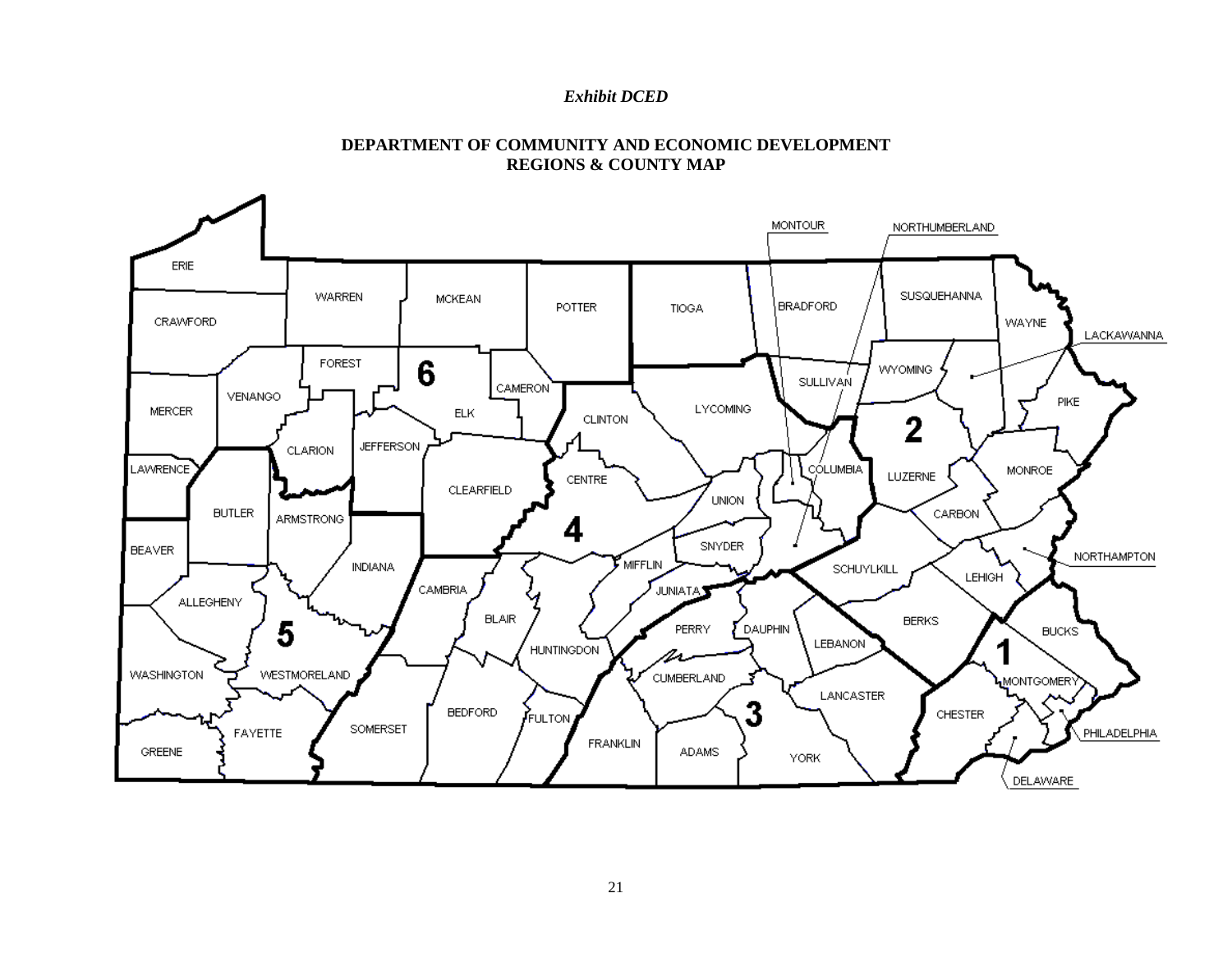*Exhibit DCED*

**DEPARTMENT OF COMMUNITY AND ECONOMIC DEVELOPMENT**
**REGIONS & COUNTY MAP**

ERIE
CRAWFORD
WARREN
MCKEAN
POTTER
TIOGA
BRADFORD
SUSQUEHANNA
WAYNE
MONTOUR
NORTHUMBERLAND
LACKAWANNA
FOREST
VENANGO
MERCER
6
CAMERON
ELK
CLINTON
LYCOMING
SULLIVAN
WYOMING
PIKE
2
CLARION
JEFFERSON
LAWRENCE
CENTRE
COLUMBIA
LUZERNE
MONROE
CLEARFIELD
UNION
CARBON
BUTLER
ARMSTRONG
4
SNYDER
BEAVER
INDIANA
MIFFLIN
SCHUYLKILL
NORTHAMPTON
LEHIGH
CAMBRIA
JUNIATA
ALLEGHENY
BLAIR
PERRY
DAUPHIN
BERKS
BUCKS
5
LEBANON
1
HUNTINGDON
WASHINGTON
WESTMORELAND
CUMBERLAND
MONTGOMERY
LANCASTER
3
BEDFORD
CHESTER
FAYETTE
FULTON
PHILADELPHIA
SOMERSET
FRANKLIN
GREENE
ADAMS
YORK
DELAWARE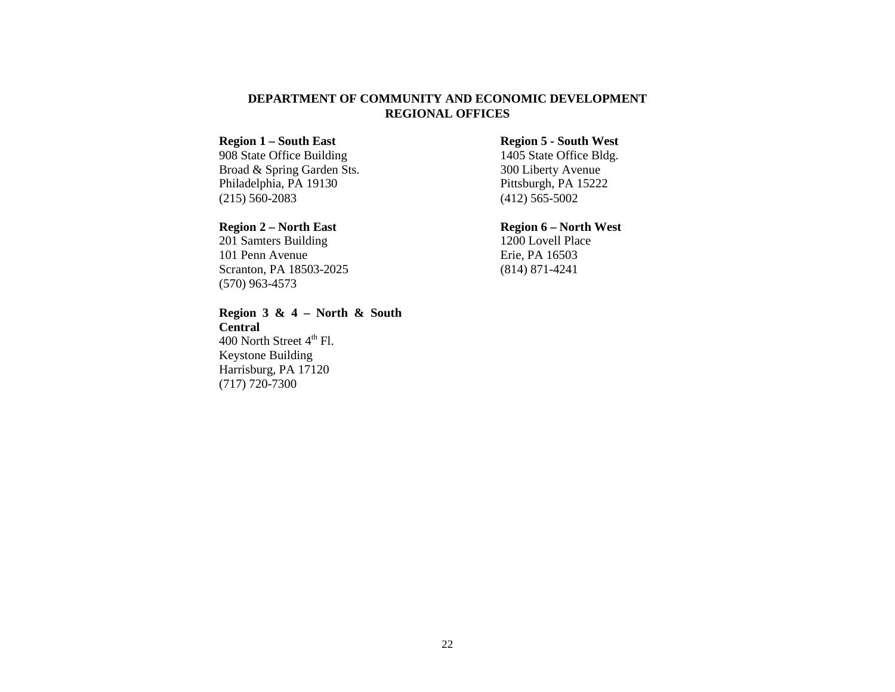## DEPARTMENT OF COMMUNITY AND ECONOMIC DEVELOPMENT REGIONAL OFFICES

**Region 1 – South East**
908 State Office Building
Broad & Spring Garden Sts.
Philadelphia, PA 19130
(215) 560-2083

**Region 2 – North East**
201 Samters Building
101 Penn Avenue
Scranton, PA 18503-2025
(570) 963-4573

**Region 3 & 4 – North & South Central**
400 North Street 4th Fl.
Keystone Building
Harrisburg, PA 17120
(717) 720-7300

**Region 5 - South West**
1405 State Office Bldg.
300 Liberty Avenue
Pittsburgh, PA 15222
(412) 565-5002

**Region 6 – North West**
1200 Lovell Place
Erie, PA 16503
(814) 871-4241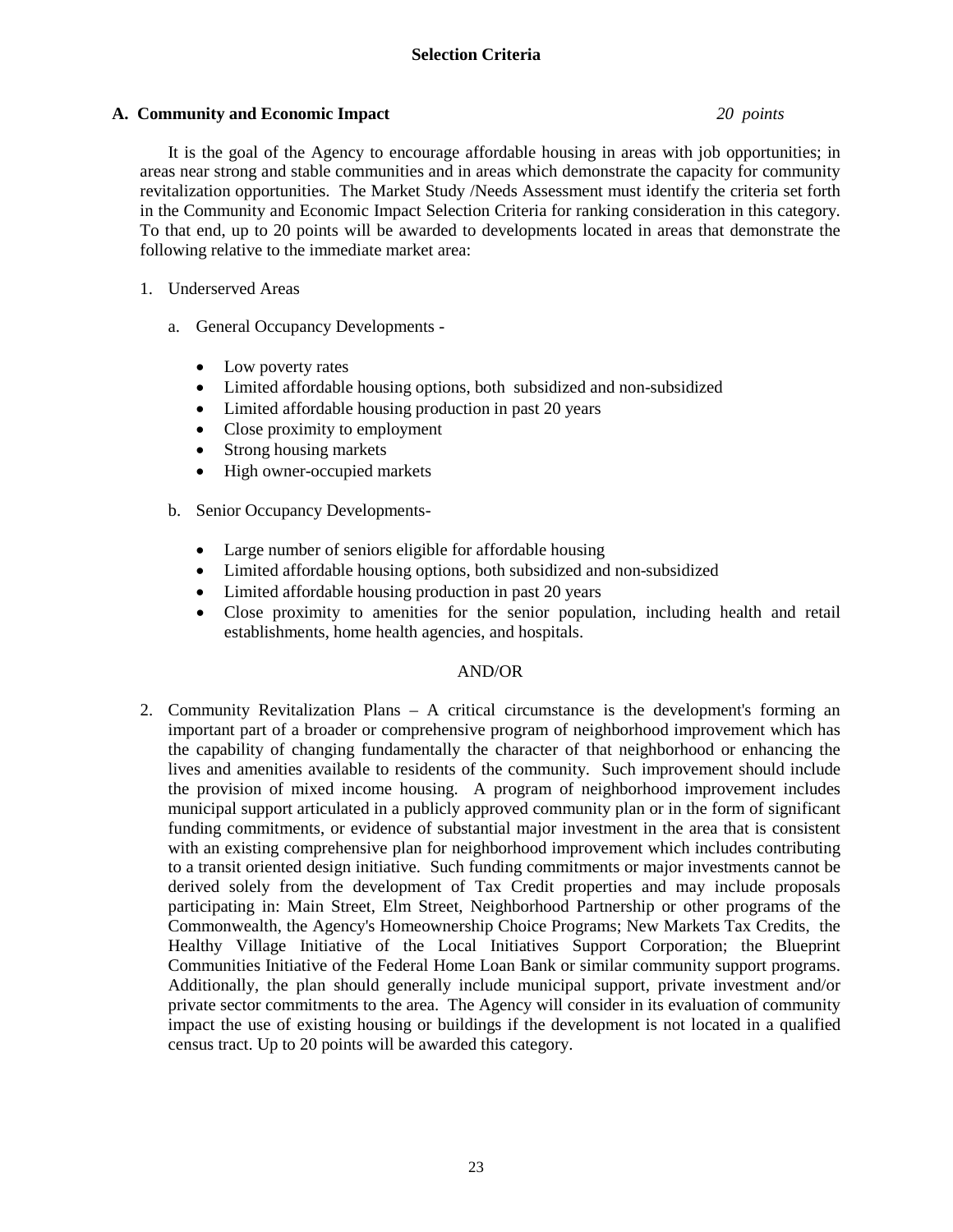## Selection Criteria

**A. Community and Economic Impact** *20 points*

It is the goal of the Agency to encourage affordable housing in areas with job opportunities; in areas near strong and stable communities and in areas which demonstrate the capacity for community revitalization opportunities. The Market Study /Needs Assessment must identify the criteria set forth in the Community and Economic Impact Selection Criteria for ranking consideration in this category. To that end, up to 20 points will be awarded to developments located in areas that demonstrate the following relative to the immediate market area:

1. Underserved Areas

   a. General Occupancy Developments -

      - Low poverty rates
      - Limited affordable housing options, both subsidized and non-subsidized
      - Limited affordable housing production in past 20 years
      - Close proximity to employment
      - Strong housing markets
      - High owner-occupied markets

   b. Senior Occupancy Developments-

      - Large number of seniors eligible for affordable housing
      - Limited affordable housing options, both subsidized and non-subsidized
      - Limited affordable housing production in past 20 years
      - Close proximity to amenities for the senior population, including health and retail establishments, home health agencies, and hospitals.

AND/OR

2. Community Revitalization Plans – A critical circumstance is the development's forming an important part of a broader or comprehensive program of neighborhood improvement which has the capability of changing fundamentally the character of that neighborhood or enhancing the lives and amenities available to residents of the community. Such improvement should include the provision of mixed income housing. A program of neighborhood improvement includes municipal support articulated in a publicly approved community plan or in the form of significant funding commitments, or evidence of substantial major investment in the area that is consistent with an existing comprehensive plan for neighborhood improvement which includes contributing to a transit oriented design initiative. Such funding commitments or major investments cannot be derived solely from the development of Tax Credit properties and may include proposals participating in: Main Street, Elm Street, Neighborhood Partnership or other programs of the Commonwealth, the Agency's Homeownership Choice Programs; New Markets Tax Credits, the Healthy Village Initiative of the Local Initiatives Support Corporation; the Blueprint Communities Initiative of the Federal Home Loan Bank or similar community support programs. Additionally, the plan should generally include municipal support, private investment and/or private sector commitments to the area. The Agency will consider in its evaluation of community impact the use of existing housing or buildings if the development is not located in a qualified census tract. Up to 20 points will be awarded this category.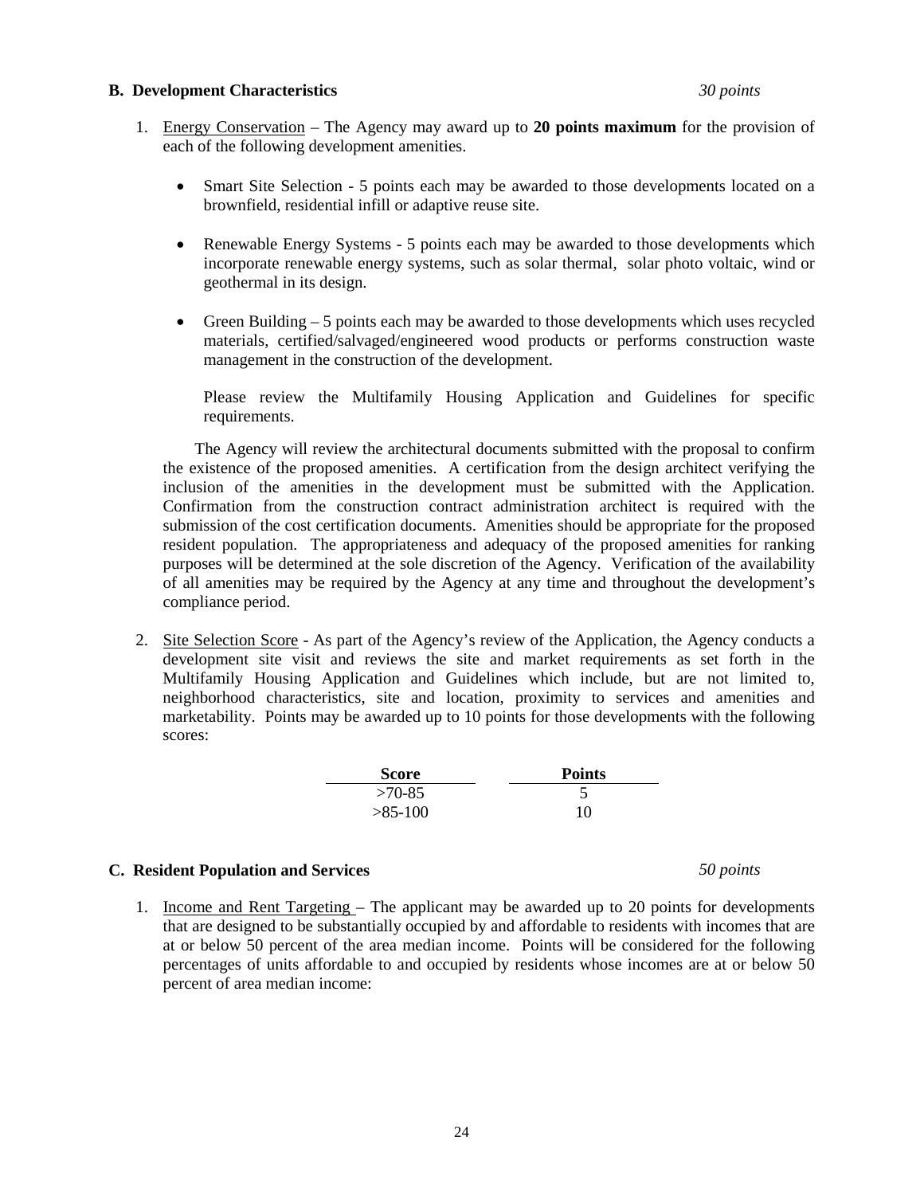**B. Development Characteristics** *30 points*

1. Energy Conservation – The Agency may award up to **20 points maximum** for the provision of each of the following development amenities.

   - Smart Site Selection - 5 points each may be awarded to those developments located on a brownfield, residential infill or adaptive reuse site.

   - Renewable Energy Systems - 5 points each may be awarded to those developments which incorporate renewable energy systems, such as solar thermal, solar photo voltaic, wind or geothermal in its design.

   - Green Building – 5 points each may be awarded to those developments which uses recycled materials, certified/salvaged/engineered wood products or performs construction waste management in the construction of the development.

     Please review the Multifamily Housing Application and Guidelines for specific requirements.

   The Agency will review the architectural documents submitted with the proposal to confirm the existence of the proposed amenities. A certification from the design architect verifying the inclusion of the amenities in the development must be submitted with the Application. Confirmation from the construction contract administration architect is required with the submission of the cost certification documents. Amenities should be appropriate for the proposed resident population. The appropriateness and adequacy of the proposed amenities for ranking purposes will be determined at the sole discretion of the Agency. Verification of the availability of all amenities may be required by the Agency at any time and throughout the development's compliance period.

2. Site Selection Score - As part of the Agency's review of the Application, the Agency conducts a development site visit and reviews the site and market requirements as set forth in the Multifamily Housing Application and Guidelines which include, but are not limited to, neighborhood characteristics, site and location, proximity to services and amenities and marketability. Points may be awarded up to 10 points for those developments with the following scores:

| Score | Points |
|---|---|
| >70-85 | 5 |
| >85-100 | 10 |

**C. Resident Population and Services** *50 points*

1. Income and Rent Targeting – The applicant may be awarded up to 20 points for developments that are designed to be substantially occupied by and affordable to residents with incomes that are at or below 50 percent of the area median income. Points will be considered for the following percentages of units affordable to and occupied by residents whose incomes are at or below 50 percent of area median income: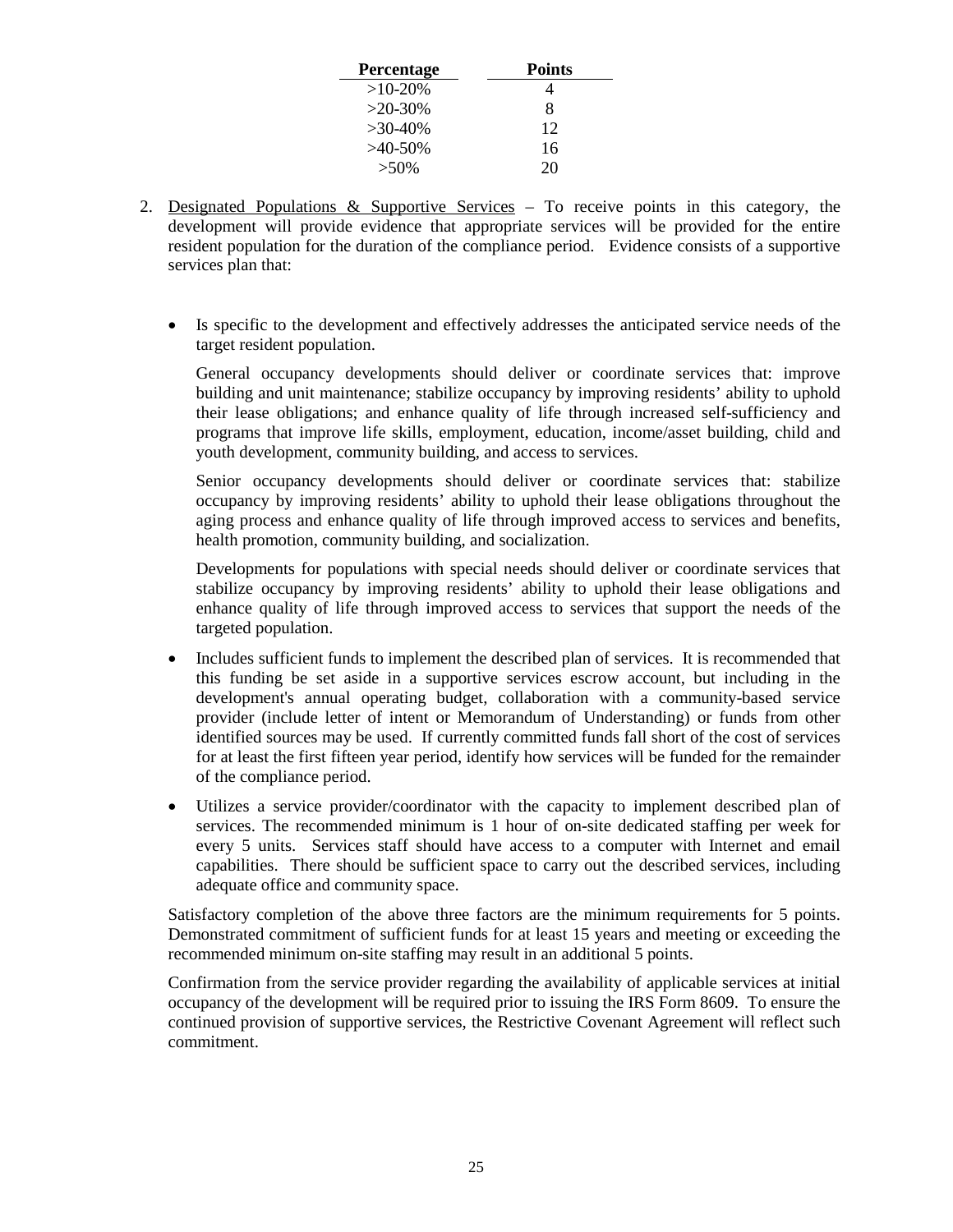| Percentage | Points |
|---|---|
| >10-20% | 4 |
| >20-30% | 8 |
| >30-40% | 12 |
| >40-50% | 16 |
| >50% | 20 |

2. Designated Populations & Supportive Services – To receive points in this category, the development will provide evidence that appropriate services will be provided for the entire resident population for the duration of the compliance period. Evidence consists of a supportive services plan that:

   - Is specific to the development and effectively addresses the anticipated service needs of the target resident population.

     General occupancy developments should deliver or coordinate services that: improve building and unit maintenance; stabilize occupancy by improving residents' ability to uphold their lease obligations; and enhance quality of life through increased self-sufficiency and programs that improve life skills, employment, education, income/asset building, child and youth development, community building, and access to services.

     Senior occupancy developments should deliver or coordinate services that: stabilize occupancy by improving residents' ability to uphold their lease obligations throughout the aging process and enhance quality of life through improved access to services and benefits, health promotion, community building, and socialization.

     Developments for populations with special needs should deliver or coordinate services that stabilize occupancy by improving residents' ability to uphold their lease obligations and enhance quality of life through improved access to services that support the needs of the targeted population.

   - Includes sufficient funds to implement the described plan of services. It is recommended that this funding be set aside in a supportive services escrow account, but including in the development's annual operating budget, collaboration with a community-based service provider (include letter of intent or Memorandum of Understanding) or funds from other identified sources may be used. If currently committed funds fall short of the cost of services for at least the first fifteen year period, identify how services will be funded for the remainder of the compliance period.

   - Utilizes a service provider/coordinator with the capacity to implement described plan of services. The recommended minimum is 1 hour of on-site dedicated staffing per week for every 5 units. Services staff should have access to a computer with Internet and email capabilities. There should be sufficient space to carry out the described services, including adequate office and community space.

   Satisfactory completion of the above three factors are the minimum requirements for 5 points. Demonstrated commitment of sufficient funds for at least 15 years and meeting or exceeding the recommended minimum on-site staffing may result in an additional 5 points.

   Confirmation from the service provider regarding the availability of applicable services at initial occupancy of the development will be required prior to issuing the IRS Form 8609. To ensure the continued provision of supportive services, the Restrictive Covenant Agreement will reflect such commitment.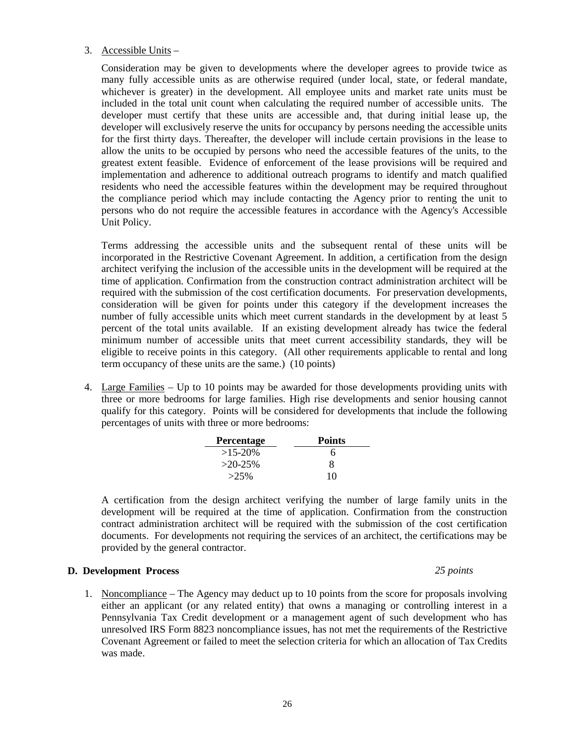3. Accessible Units –

   Consideration may be given to developments where the developer agrees to provide twice as many fully accessible units as are otherwise required (under local, state, or federal mandate, whichever is greater) in the development. All employee units and market rate units must be included in the total unit count when calculating the required number of accessible units. The developer must certify that these units are accessible and, that during initial lease up, the developer will exclusively reserve the units for occupancy by persons needing the accessible units for the first thirty days. Thereafter, the developer will include certain provisions in the lease to allow the units to be occupied by persons who need the accessible features of the units, to the greatest extent feasible. Evidence of enforcement of the lease provisions will be required and implementation and adherence to additional outreach programs to identify and match qualified residents who need the accessible features within the development may be required throughout the compliance period which may include contacting the Agency prior to renting the unit to persons who do not require the accessible features in accordance with the Agency's Accessible Unit Policy.

   Terms addressing the accessible units and the subsequent rental of these units will be incorporated in the Restrictive Covenant Agreement. In addition, a certification from the design architect verifying the inclusion of the accessible units in the development will be required at the time of application. Confirmation from the construction contract administration architect will be required with the submission of the cost certification documents. For preservation developments, consideration will be given for points under this category if the development increases the number of fully accessible units which meet current standards in the development by at least 5 percent of the total units available. If an existing development already has twice the federal minimum number of accessible units that meet current accessibility standards, they will be eligible to receive points in this category. (All other requirements applicable to rental and long term occupancy of these units are the same.) (10 points)

4. Large Families – Up to 10 points may be awarded for those developments providing units with three or more bedrooms for large families. High rise developments and senior housing cannot qualify for this category. Points will be considered for developments that include the following percentages of units with three or more bedrooms:

   | Percentage | Points |
   |---|---|
   | >15-20% | 6 |
   | >20-25% | 8 |
   | >25% | 10 |

   A certification from the design architect verifying the number of large family units in the development will be required at the time of application. Confirmation from the construction contract administration architect will be required with the submission of the cost certification documents. For developments not requiring the services of an architect, the certifications may be provided by the general contractor.

### D. Development Process *25 points*

1. Noncompliance – The Agency may deduct up to 10 points from the score for proposals involving either an applicant (or any related entity) that owns a managing or controlling interest in a Pennsylvania Tax Credit development or a management agent of such development who has unresolved IRS Form 8823 noncompliance issues, has not met the requirements of the Restrictive Covenant Agreement or failed to meet the selection criteria for which an allocation of Tax Credits was made.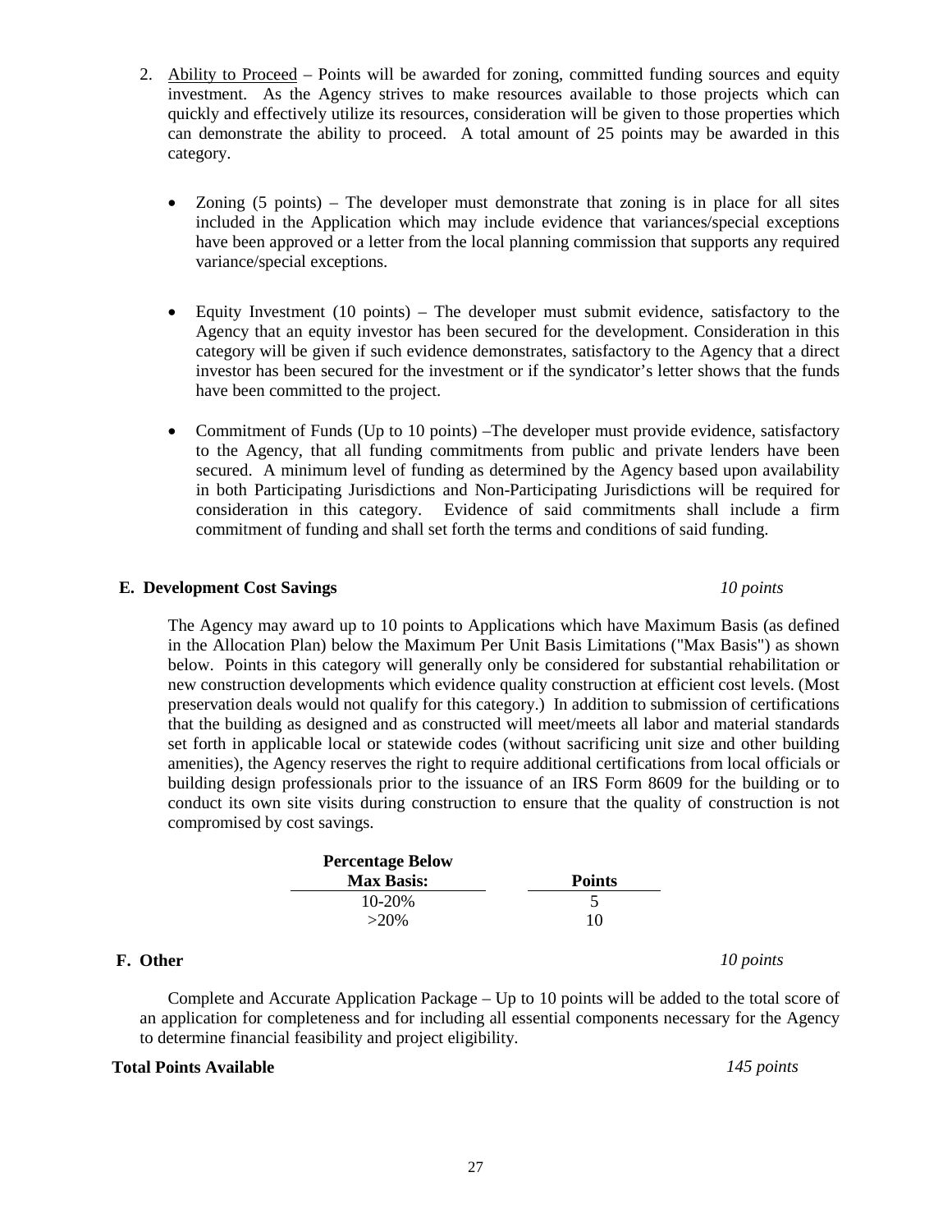2. Ability to Proceed – Points will be awarded for zoning, committed funding sources and equity investment. As the Agency strives to make resources available to those projects which can quickly and effectively utilize its resources, consideration will be given to those properties which can demonstrate the ability to proceed. A total amount of 25 points may be awarded in this category.

   - Zoning (5 points) – The developer must demonstrate that zoning is in place for all sites included in the Application which may include evidence that variances/special exceptions have been approved or a letter from the local planning commission that supports any required variance/special exceptions.

   - Equity Investment (10 points) – The developer must submit evidence, satisfactory to the Agency that an equity investor has been secured for the development. Consideration in this category will be given if such evidence demonstrates, satisfactory to the Agency that a direct investor has been secured for the investment or if the syndicator's letter shows that the funds have been committed to the project.

   - Commitment of Funds (Up to 10 points) –The developer must provide evidence, satisfactory to the Agency, that all funding commitments from public and private lenders have been secured. A minimum level of funding as determined by the Agency based upon availability in both Participating Jurisdictions and Non-Participating Jurisdictions will be required for consideration in this category. Evidence of said commitments shall include a firm commitment of funding and shall set forth the terms and conditions of said funding.

**E. Development Cost Savings** *10 points*

The Agency may award up to 10 points to Applications which have Maximum Basis (as defined in the Allocation Plan) below the Maximum Per Unit Basis Limitations ("Max Basis") as shown below. Points in this category will generally only be considered for substantial rehabilitation or new construction developments which evidence quality construction at efficient cost levels. (Most preservation deals would not qualify for this category.) In addition to submission of certifications that the building as designed and as constructed will meet/meets all labor and material standards set forth in applicable local or statewide codes (without sacrificing unit size and other building amenities), the Agency reserves the right to require additional certifications from local officials or building design professionals prior to the issuance of an IRS Form 8609 for the building or to conduct its own site visits during construction to ensure that the quality of construction is not compromised by cost savings.

| Percentage Below Max Basis: | Points |
|---|---|
| 10-20% | 5 |
| >20% | 10 |

**F. Other** *10 points*

Complete and Accurate Application Package – Up to 10 points will be added to the total score of an application for completeness and for including all essential components necessary for the Agency to determine financial feasibility and project eligibility.

**Total Points Available** *145 points*